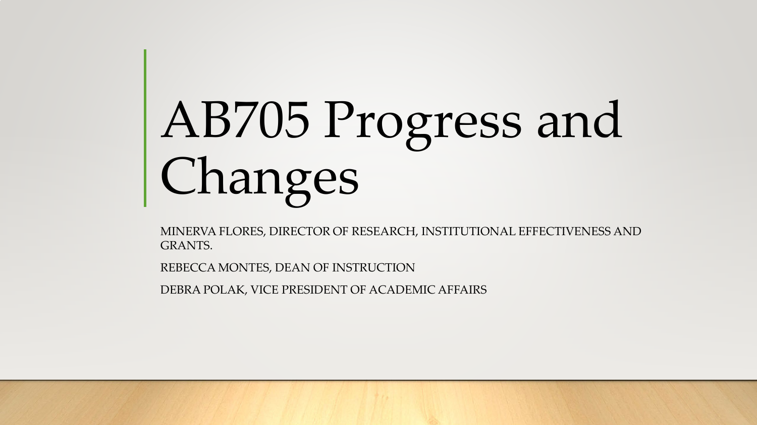# AB705 Progress and Changes

MINERVA FLORES, DIRECTOR OF RESEARCH, INSTITUTIONAL EFFECTIVENESS AND GRANTS.

REBECCA MONTES, DEAN OF INSTRUCTION

DEBRA POLAK, VICE PRESIDENT OF ACADEMIC AFFAIRS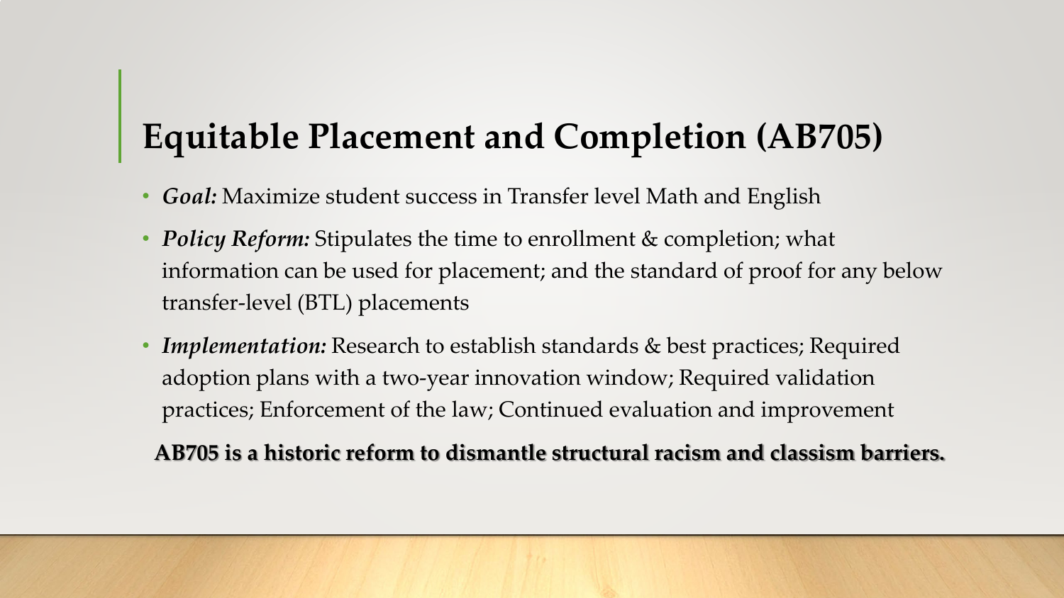# Equitable Placement and Completion (AB705)

- ***Goal:*** Maximize student success in Transfer level Math and English
- ***Policy Reform:*** Stipulates the time to enrollment & completion; what information can be used for placement; and the standard of proof for any below transfer-level (BTL) placements
- ***Implementation:*** Research to establish standards & best practices; Required adoption plans with a two-year innovation window; Required validation practices; Enforcement of the law; Continued evaluation and improvement

**AB705 is a historic reform to dismantle structural racism and classism barriers.**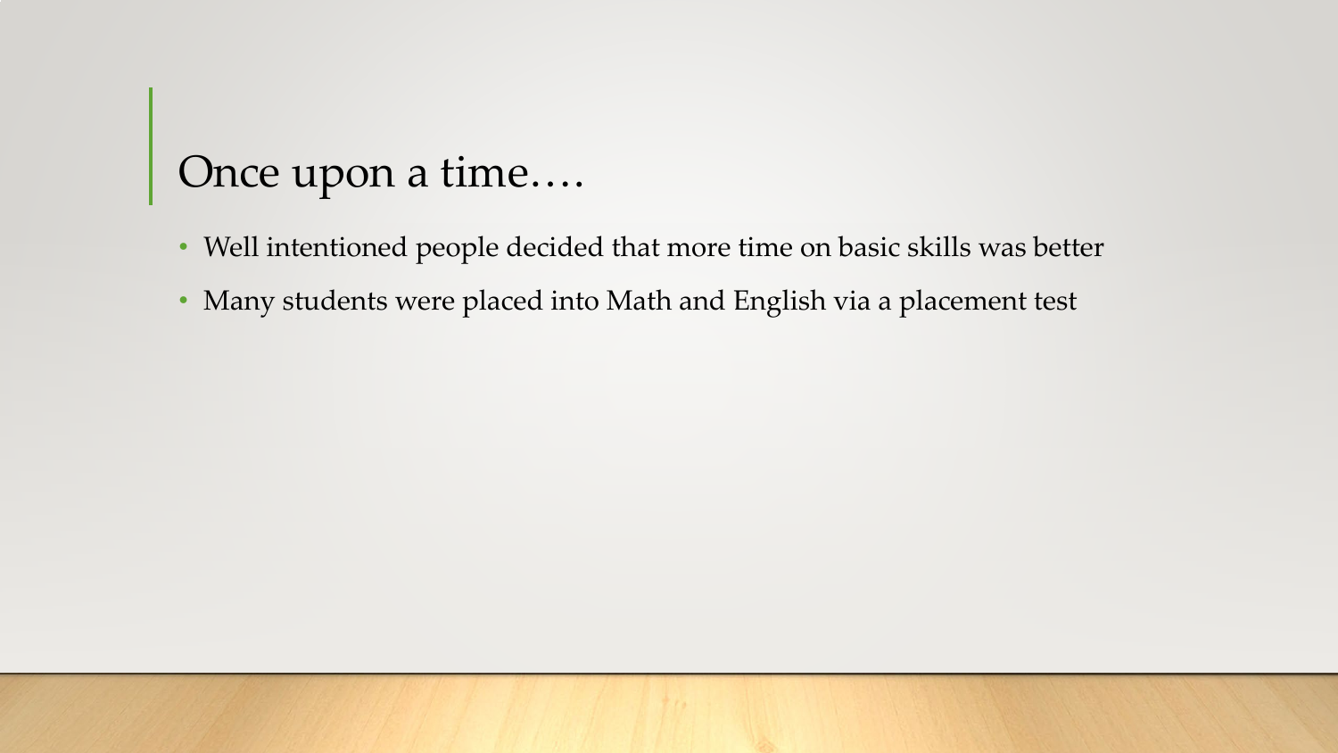# Once upon a time….

- Well intentioned people decided that more time on basic skills was better
- Many students were placed into Math and English via a placement test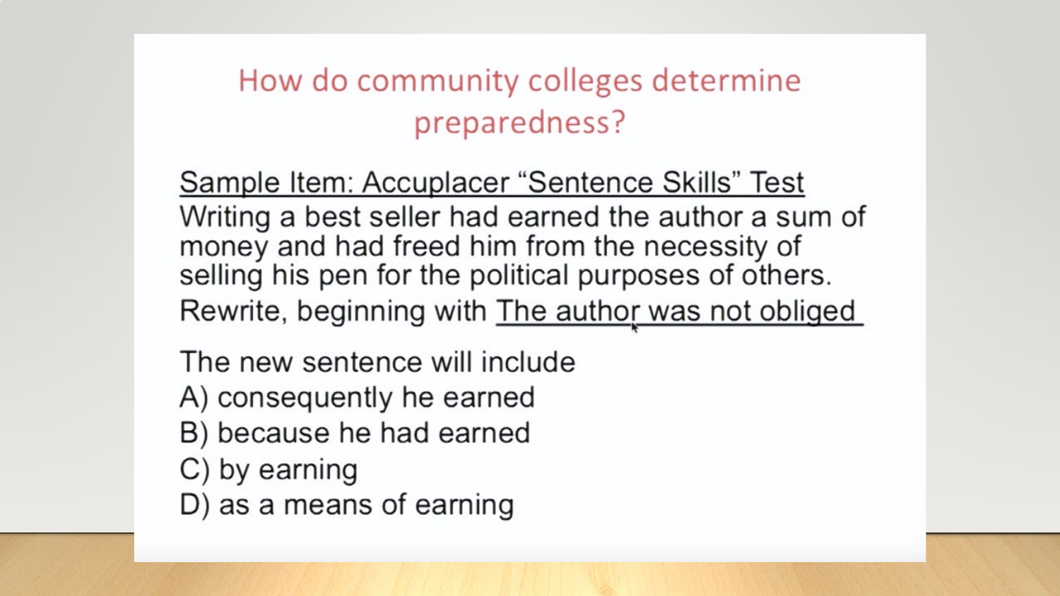# How do community colleges determine preparedness?

Sample Item: Accuplacer "Sentence Skills" Test

Writing a best seller had earned the author a sum of money and had freed him from the necessity of selling his pen for the political purposes of others.

Rewrite, beginning with The author was not obliged

The new sentence will include

A) consequently he earned

B) because he had earned

C) by earning

D) as a means of earning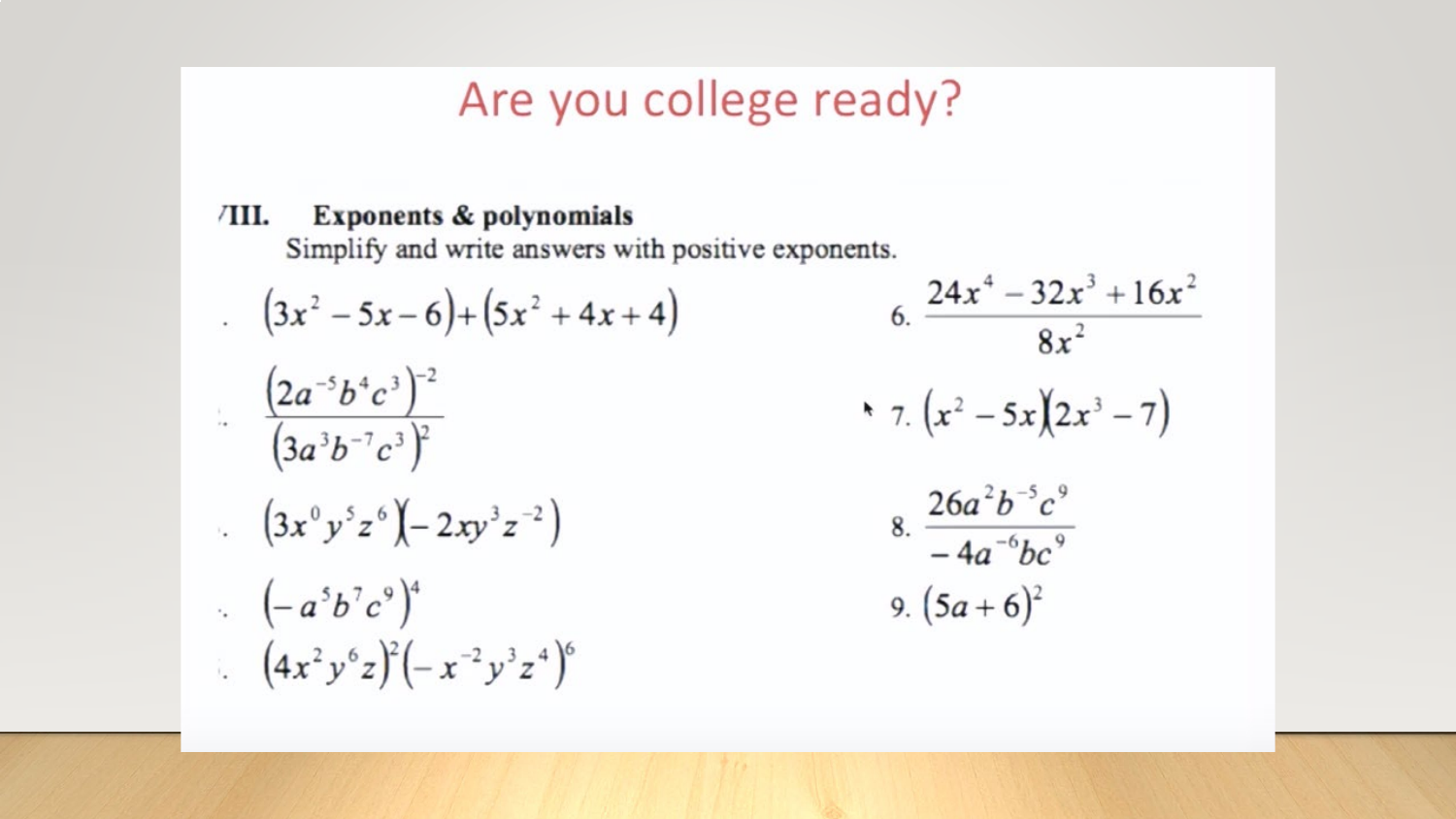# Are you college ready?

**VIII. Exponents & polynomials**

Simplify and write answers with positive exponents.

1. $(3x^2 - 5x - 6) + (5x^2 + 4x + 4)$
2. $\dfrac{(2a^{-5}b^4c^3)^{-2}}{(3a^3b^{-7}c^3)^2}$
3. $(3x^0y^5z^6)(-2xy^3z^{-2})$
4. $(-a^5b^7c^9)^4$
5. $(4x^2y^6z)^2(-x^{-2}y^3z^4)^6$
6. $\dfrac{24x^4 - 32x^3 + 16x^2}{8x^2}$
7. $(x^2 - 5x)(2x^3 - 7)$
8. $\dfrac{26a^2b^{-5}c^9}{-4a^{-6}bc^9}$
9. $(5a + 6)^2$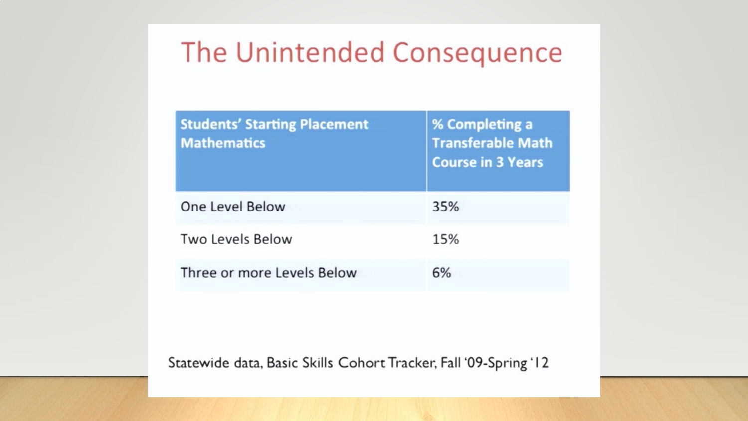# The Unintended Consequence

| Students' Starting Placement Mathematics | % Completing a Transferable Math Course in 3 Years |
|---|---|
| One Level Below | 35% |
| Two Levels Below | 15% |
| Three or more Levels Below | 6% |

Statewide data, Basic Skills Cohort Tracker, Fall '09-Spring '12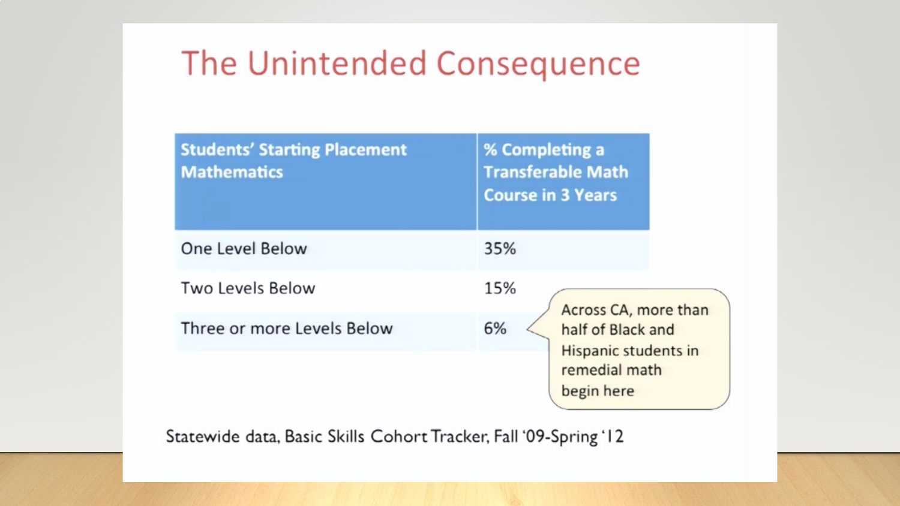# The Unintended Consequence

| Students' Starting Placement Mathematics | % Completing a Transferable Math Course in 3 Years |
| --- | --- |
| One Level Below | 35% |
| Two Levels Below | 15% |
| Three or more Levels Below | 6% |

Across CA, more than half of Black and Hispanic students in remedial math begin here

Statewide data, Basic Skills Cohort Tracker, Fall '09-Spring '12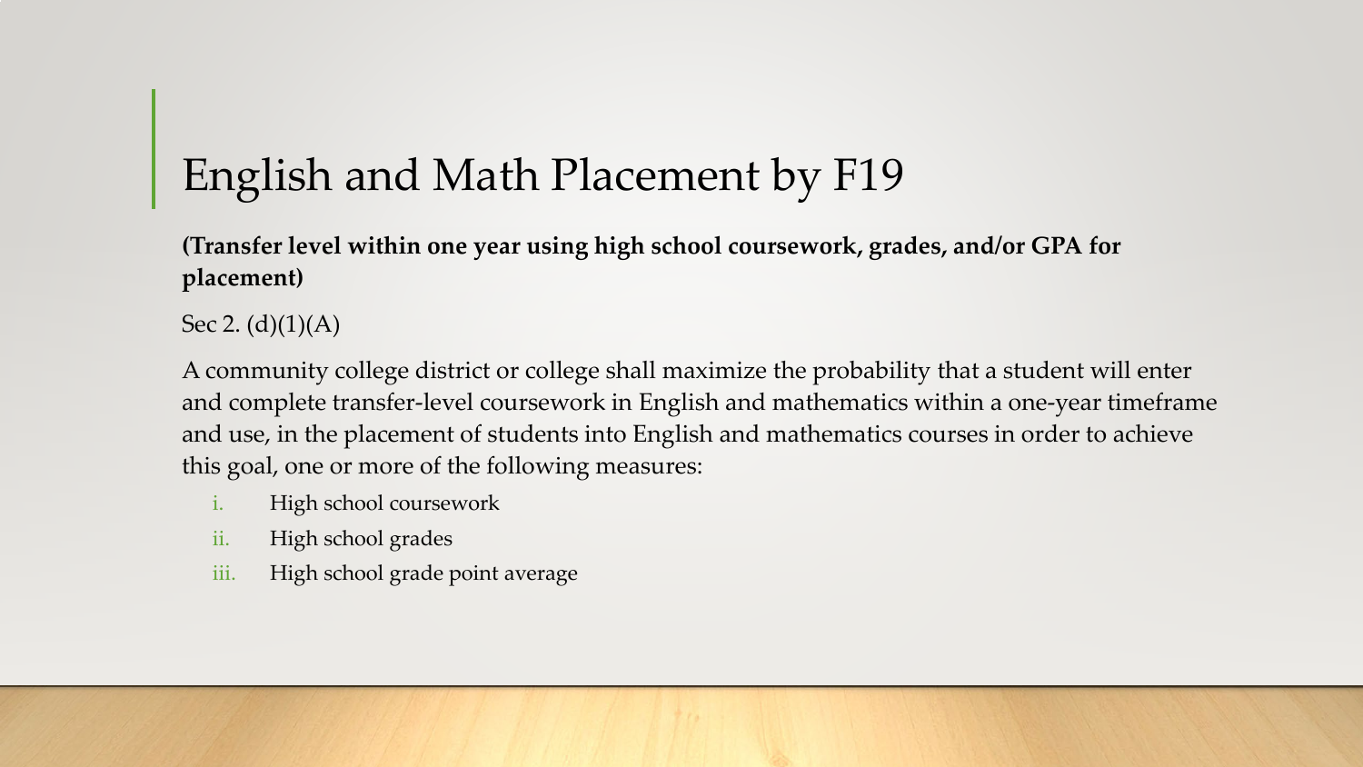# English and Math Placement by F19

**(Transfer level within one year using high school coursework, grades, and/or GPA for placement)**

Sec 2. (d)(1)(A)

A community college district or college shall maximize the probability that a student will enter and complete transfer-level coursework in English and mathematics within a one-year timeframe and use, in the placement of students into English and mathematics courses in order to achieve this goal, one or more of the following measures:

i. High school coursework
ii. High school grades
iii. High school grade point average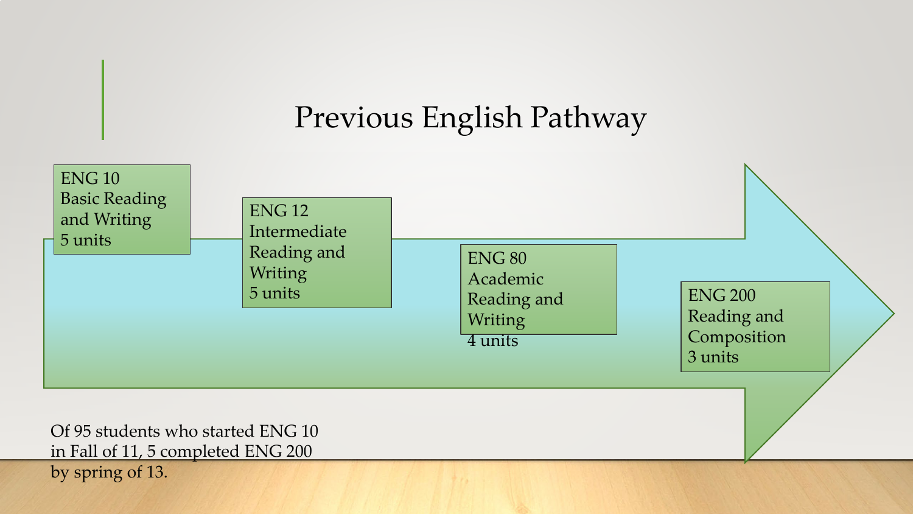# Previous English Pathway

- ENG 10
  Basic Reading and Writing
  5 units
- ENG 12
  Intermediate Reading and Writing
  5 units
- ENG 80
  Academic Reading and Writing
  4 units
- ENG 200
  Reading and Composition
  3 units

Of 95 students who started ENG 10 in Fall of 11, 5 completed ENG 200 by spring of 13.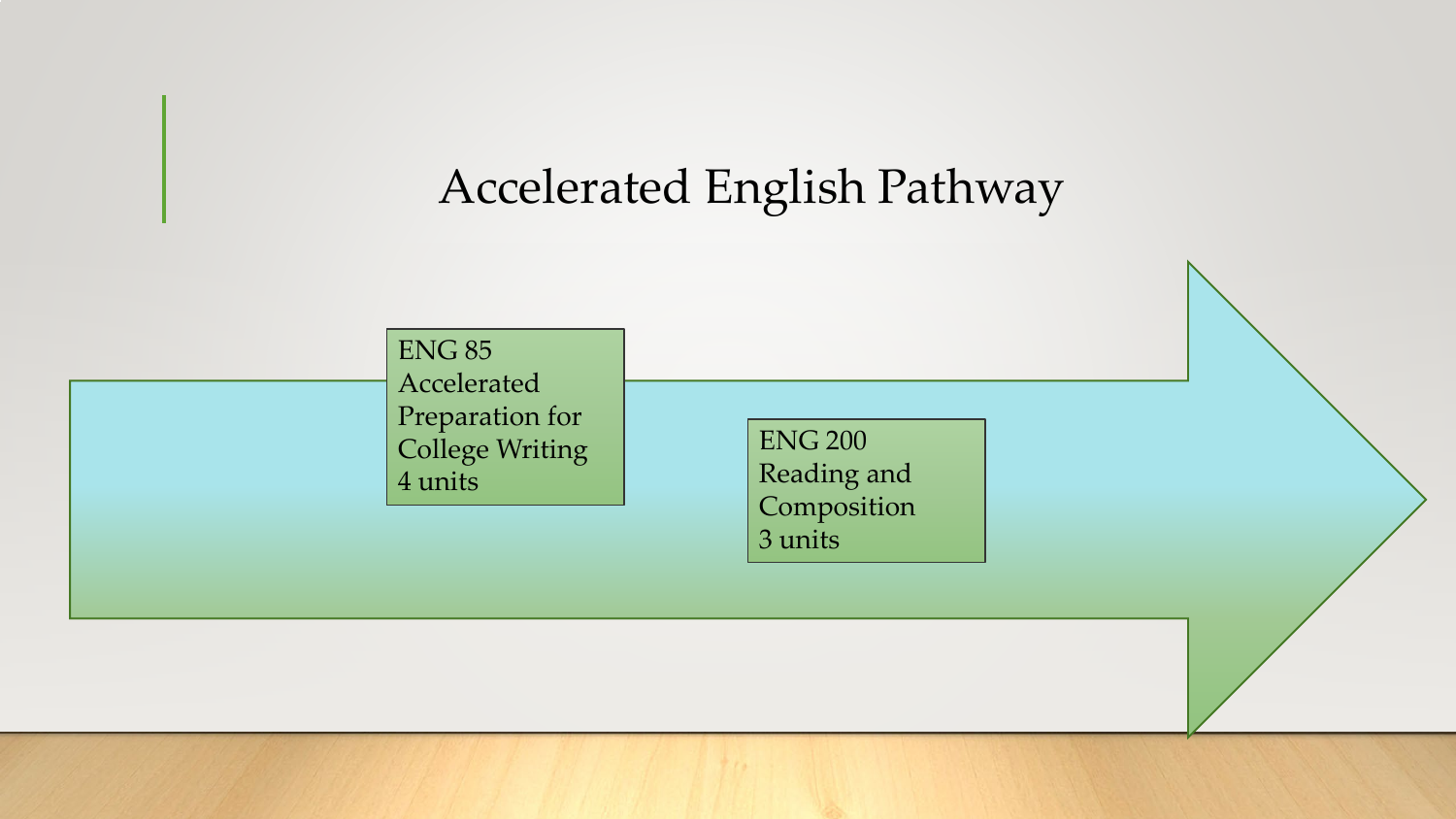# Accelerated English Pathway

ENG 85
Accelerated Preparation for College Writing
4 units

ENG 200
Reading and Composition
3 units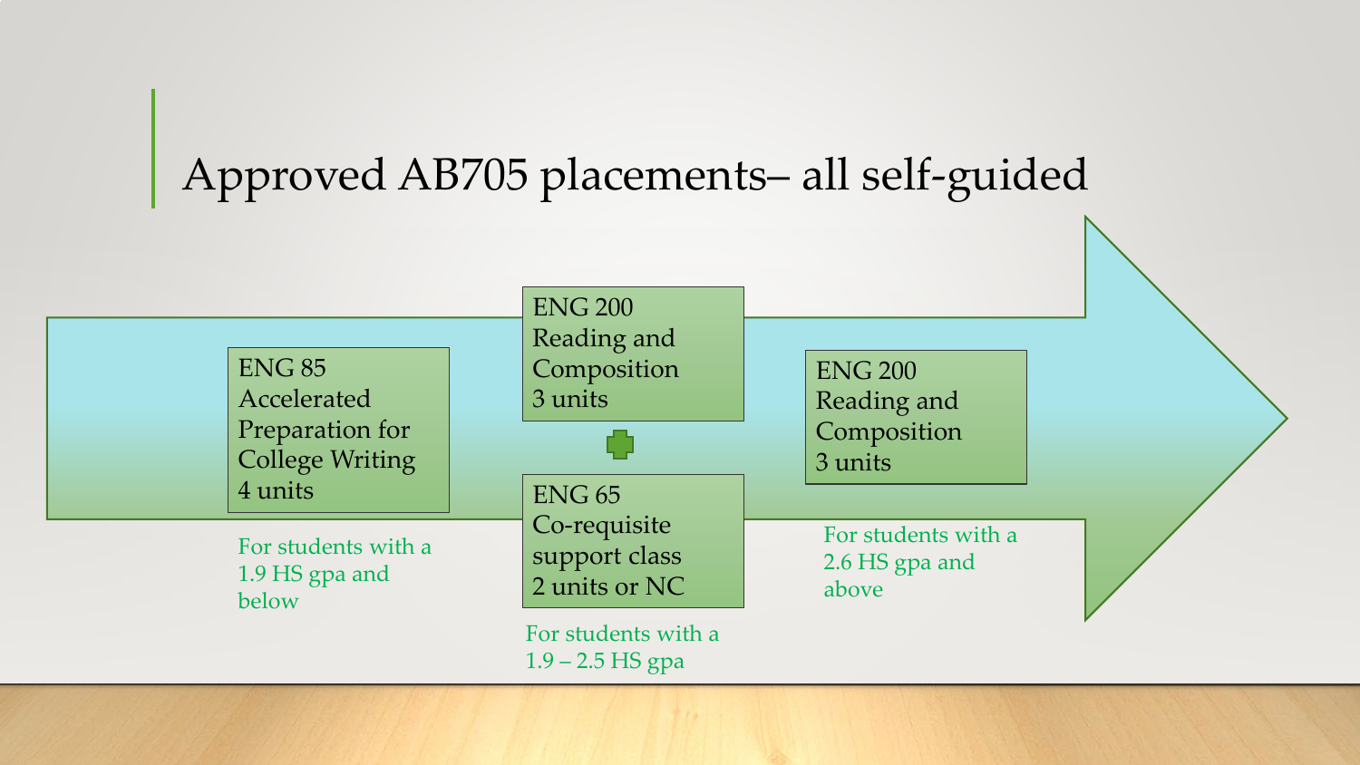# Approved AB705 placements– all self-guided

**ENG 85**
Accelerated Preparation for College Writing
4 units

For students with a 1.9 HS gpa and below

**ENG 200**
Reading and Composition
3 units

+

**ENG 65**
Co-requisite support class
2 units or NC

For students with a 1.9 – 2.5 HS gpa

**ENG 200**
Reading and Composition
3 units

For students with a 2.6 HS gpa and above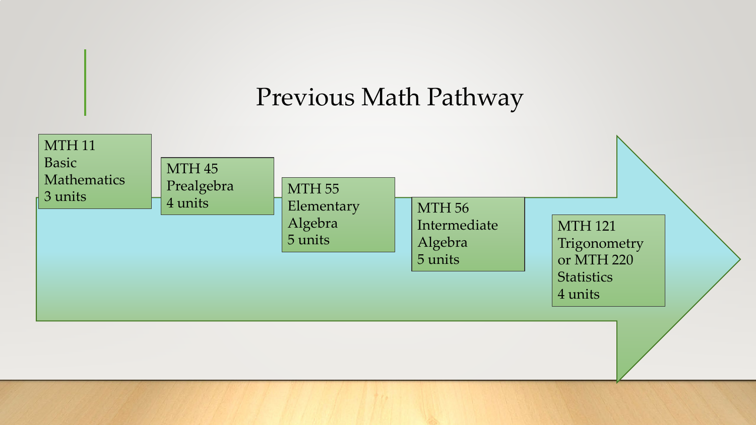# Previous Math Pathway

- MTH 11 Basic Mathematics 3 units
- MTH 45 Prealgebra 4 units
- MTH 55 Elementary Algebra 5 units
- MTH 56 Intermediate Algebra 5 units
- MTH 121 Trigonometry or MTH 220 Statistics 4 units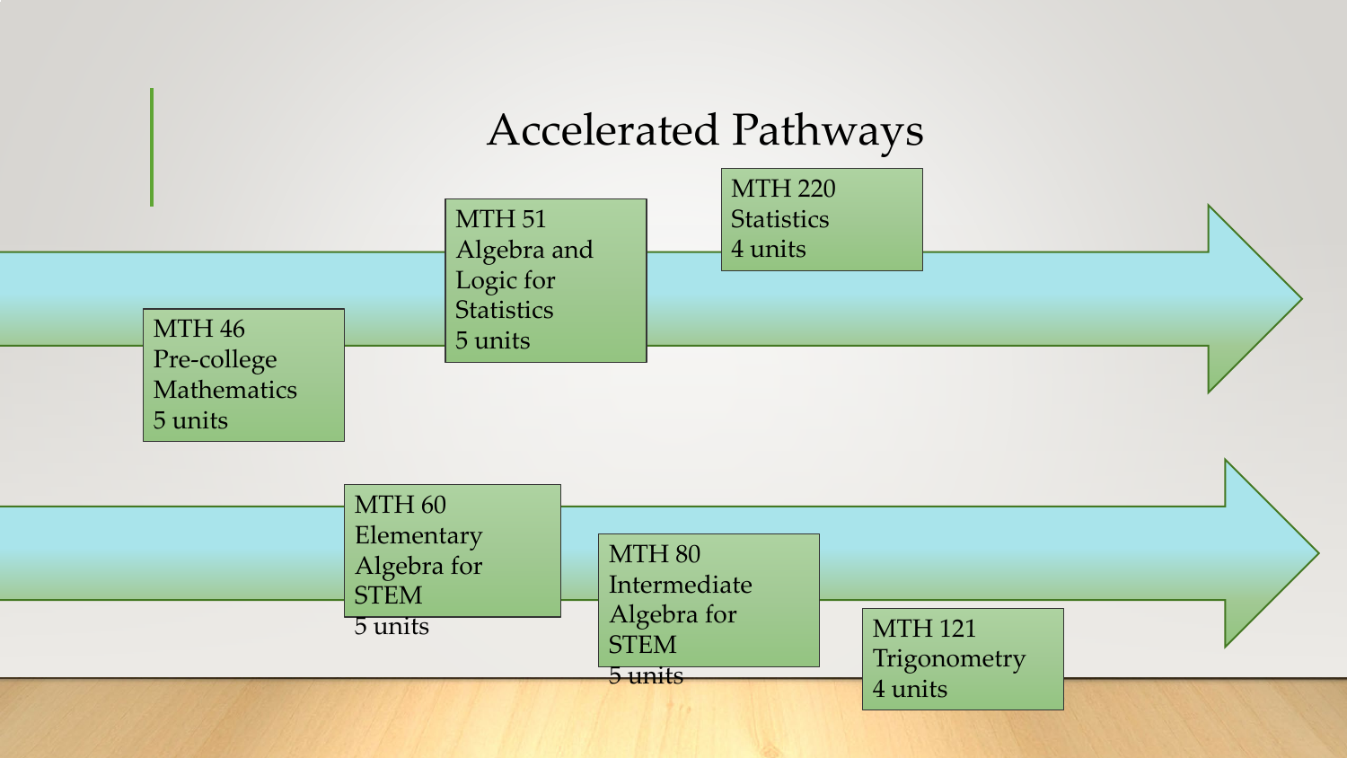# Accelerated Pathways

MTH 46
Pre-college Mathematics
5 units

MTH 51
Algebra and Logic for Statistics
5 units

MTH 220
Statistics
4 units

MTH 60
Elementary Algebra for STEM
5 units

MTH 80
Intermediate Algebra for STEM
5 units

MTH 121
Trigonometry
4 units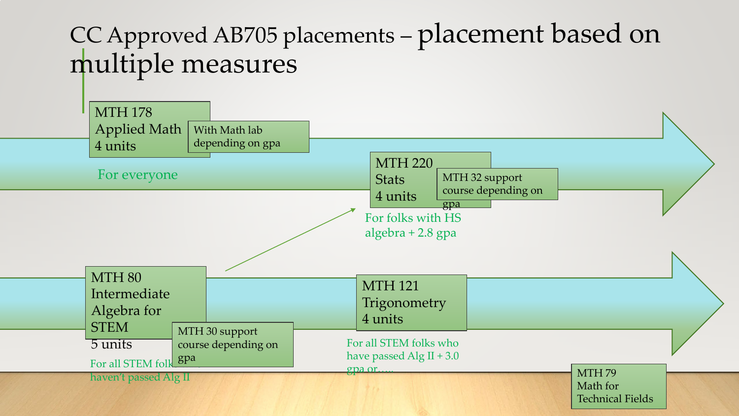# CC Approved AB705 placements – placement based on multiple measures

**MTH 178**
Applied Math
4 units

With Math lab depending on gpa

For everyone

**MTH 220**
Stats
4 units

MTH 32 support course depending on gpa

For folks with HS algebra + 2.8 gpa

**MTH 80**
Intermediate Algebra for STEM
5 units

MTH 30 support course depending on gpa

For all STEM folks who haven't passed Alg II

**MTH 121**
Trigonometry
4 units

For all STEM folks who have passed Alg II + 3.0 gpa or…..

**MTH 79**
Math for Technical Fields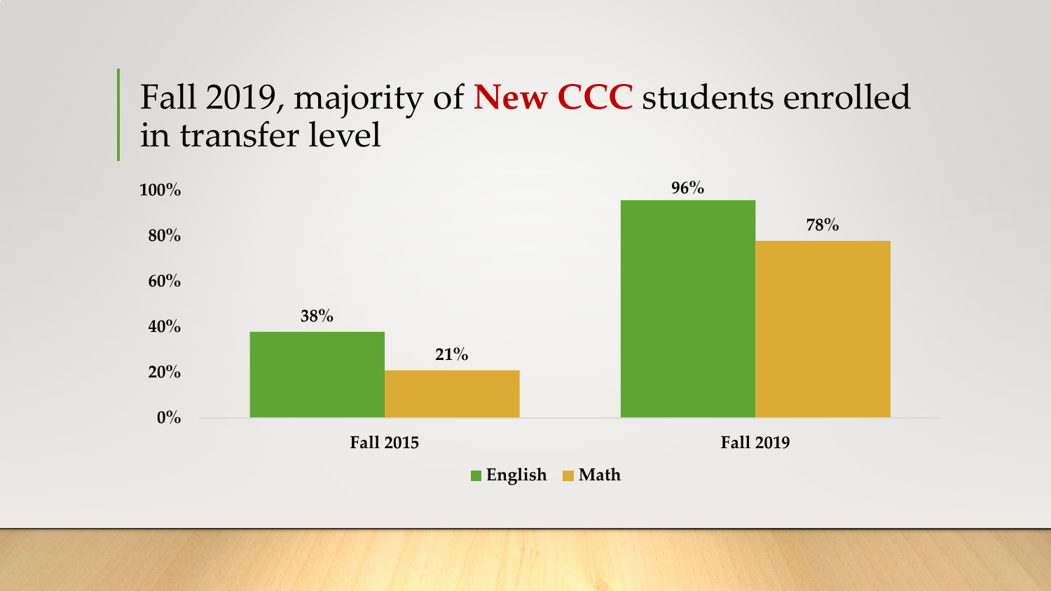# Fall 2019, majority of **New CCC** students enrolled in transfer level

| | English | Math |
|---|---|---|
| Fall 2015 | 38% | 21% |
| Fall 2019 | 96% | 78% |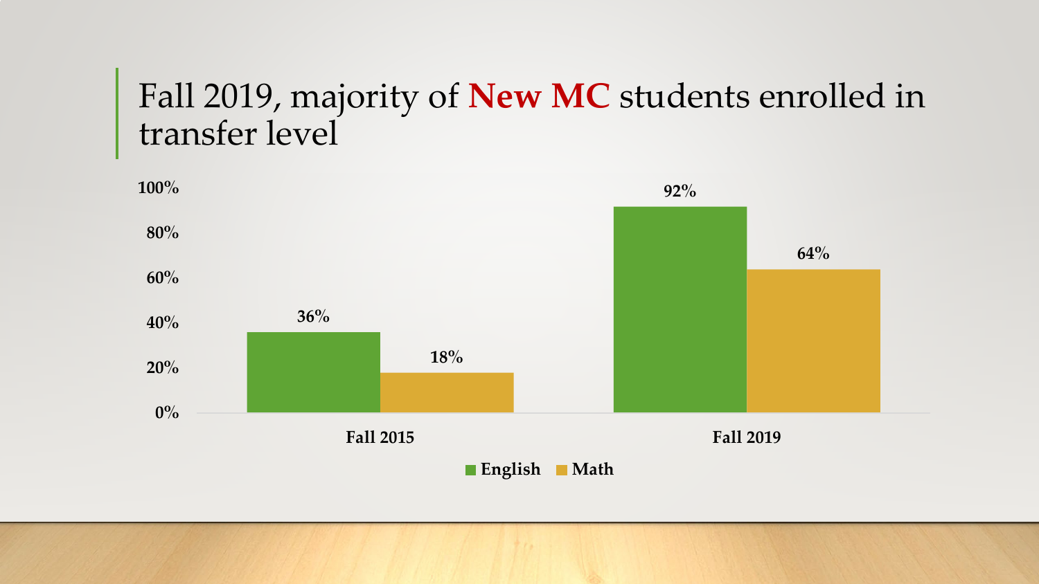# Fall 2019, majority of **New MC** students enrolled in transfer level

| | English | Math |
|---|---|---|
| Fall 2015 | 36% | 18% |
| Fall 2019 | 92% | 64% |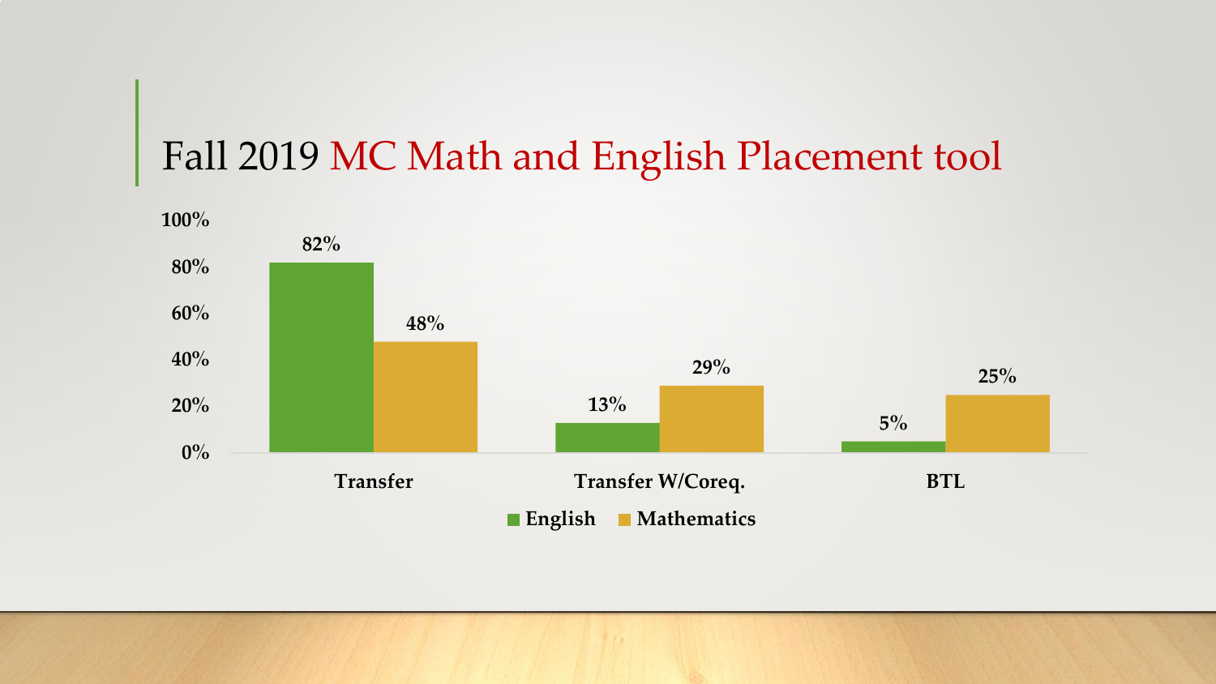# Fall 2019 MC Math and English Placement tool

| | English | Mathematics |
|---|---|---|
| Transfer | 82% | 48% |
| Transfer W/Coreq. | 13% | 29% |
| BTL | 5% | 25% |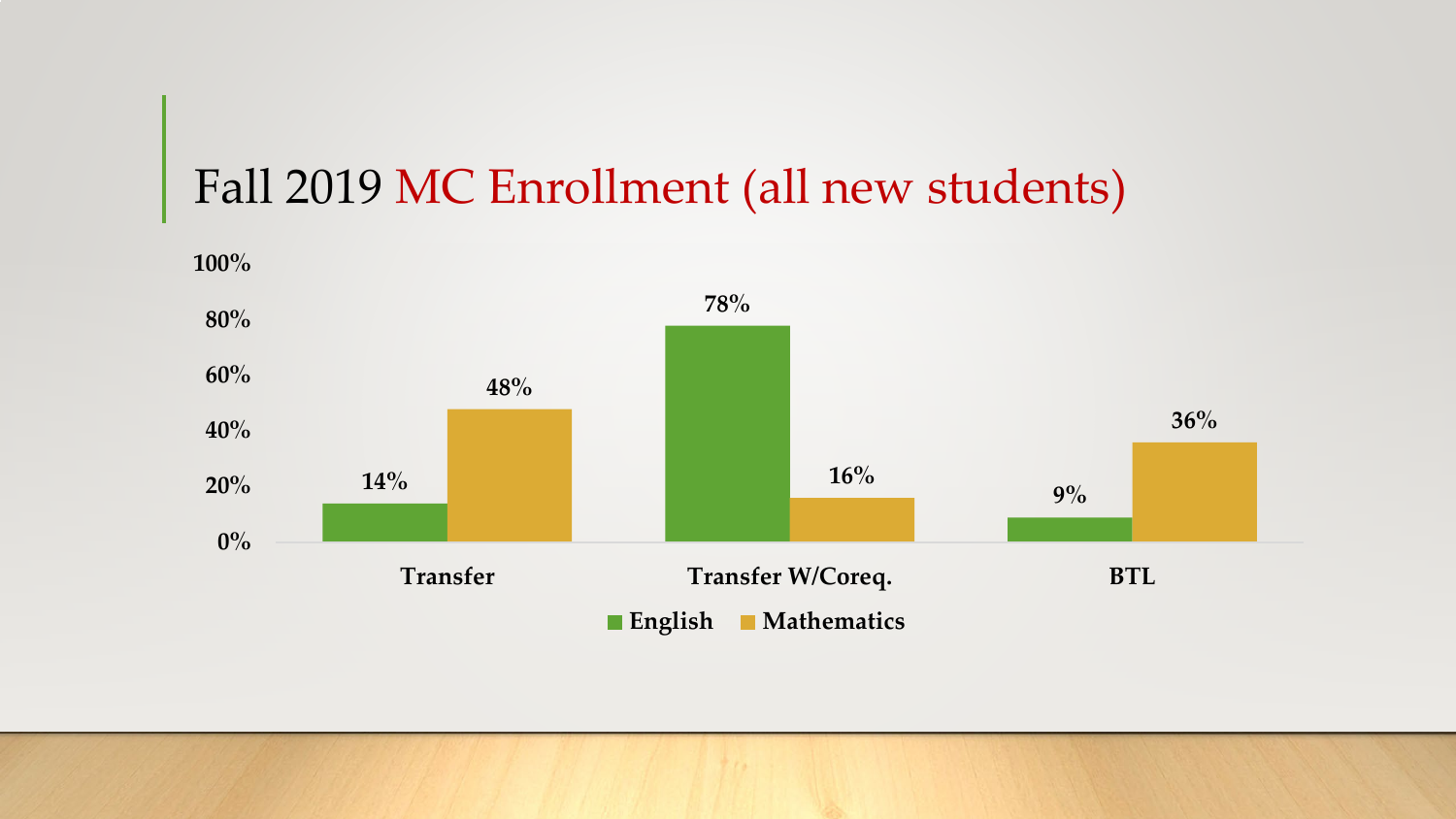# Fall 2019 MC Enrollment (all new students)

| | English | Mathematics |
|---|---|---|
| Transfer | 14% | 48% |
| Transfer W/Coreq. | 78% | 16% |
| BTL | 9% | 36% |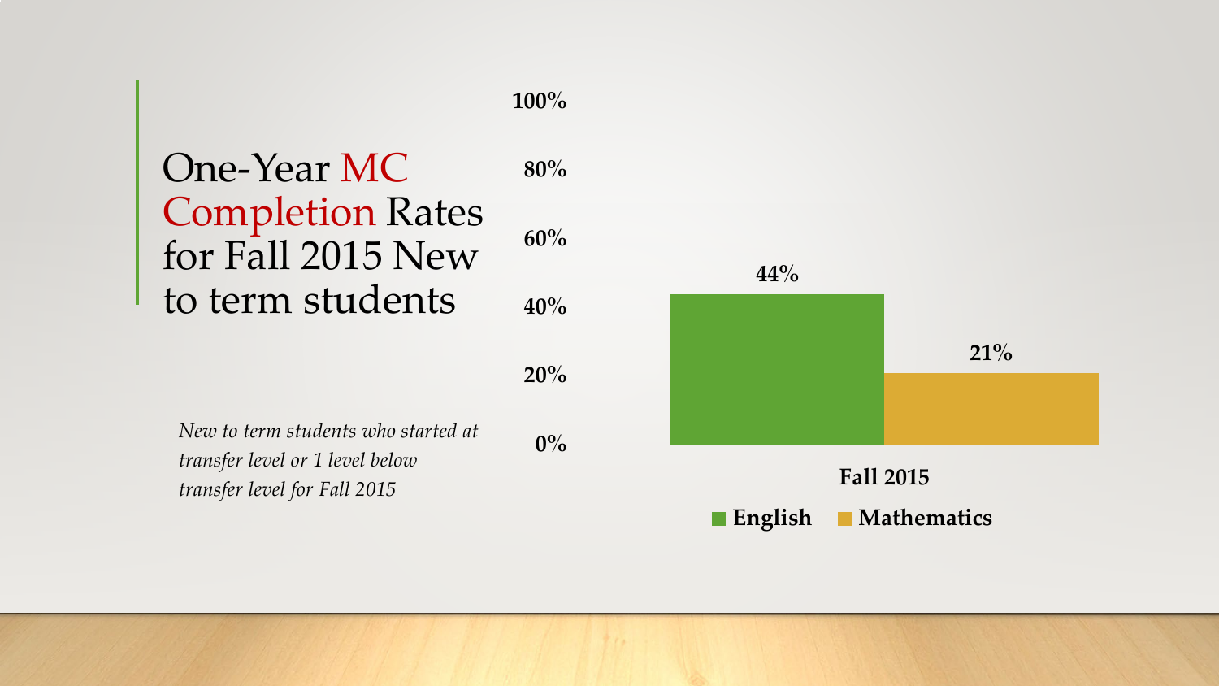# One-Year MC Completion Rates for Fall 2015 New to term students

*New to term students who started at transfer level or 1 level below transfer level for Fall 2015*

| | English | Mathematics |
|---|---|---|
| Fall 2015 | 44% | 21% |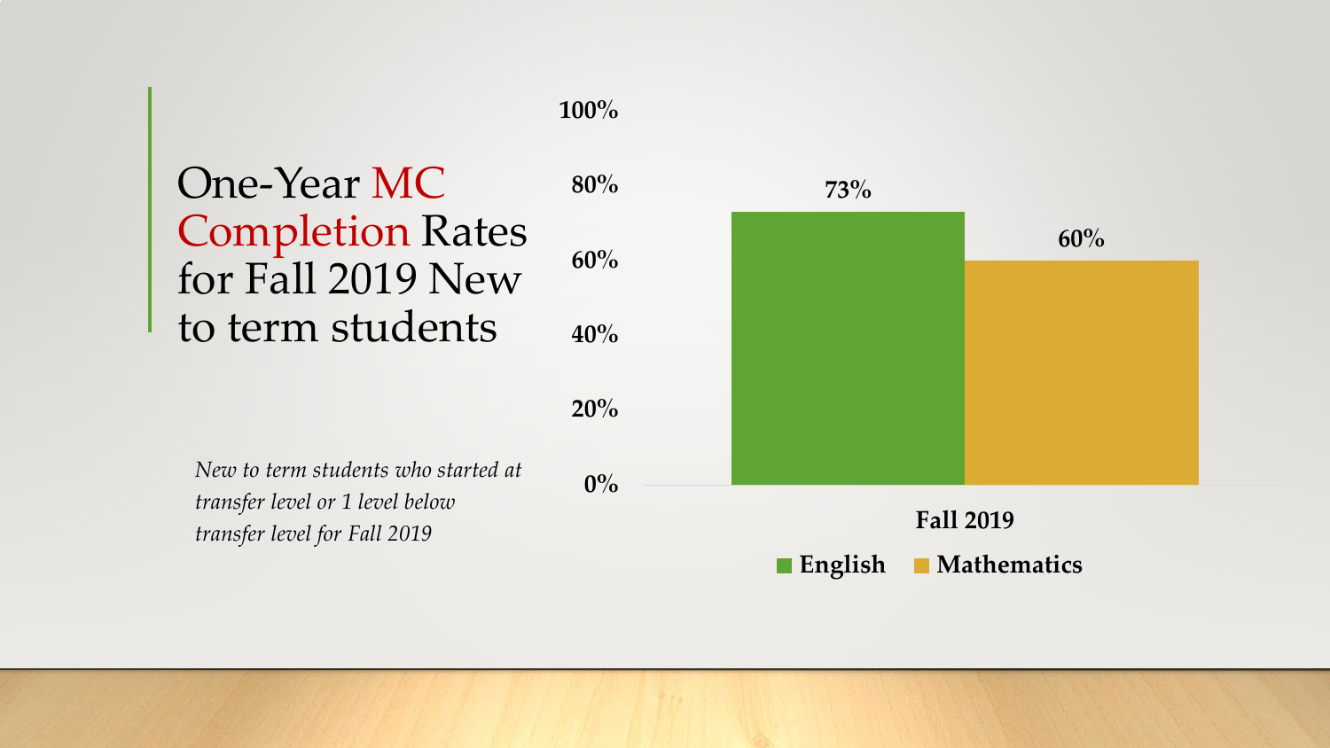# One-Year MC Completion Rates for Fall 2019 New to term students

*New to term students who started at transfer level or 1 level below transfer level for Fall 2019*

| Fall 2019 | English | Mathematics |
|---|---|---|
| Completion Rate | 73% | 60% |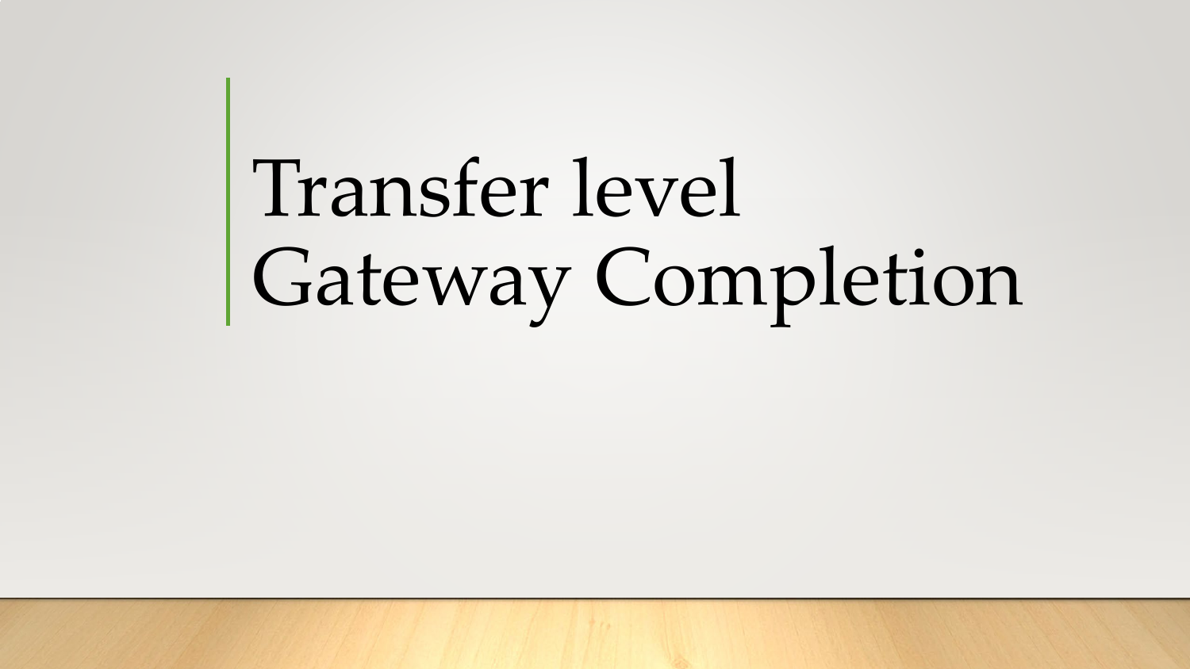# Transfer level Gateway Completion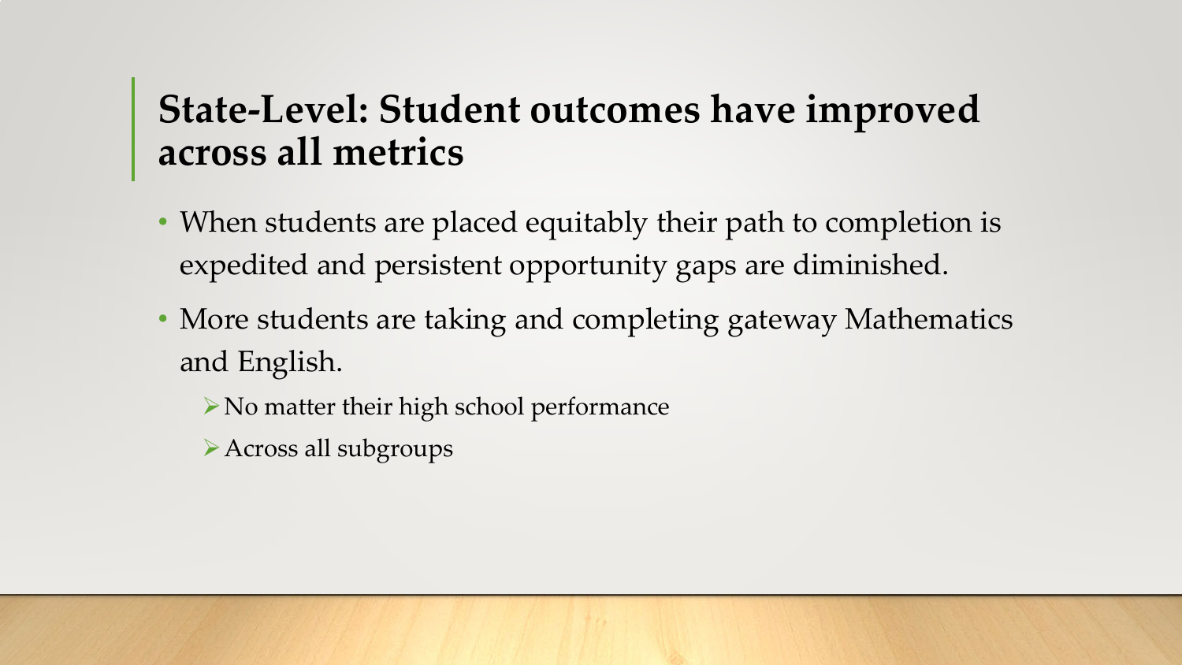# State-Level: Student outcomes have improved across all metrics

- When students are placed equitably their path to completion is expedited and persistent opportunity gaps are diminished.
- More students are taking and completing gateway Mathematics and English.
  - No matter their high school performance
  - Across all subgroups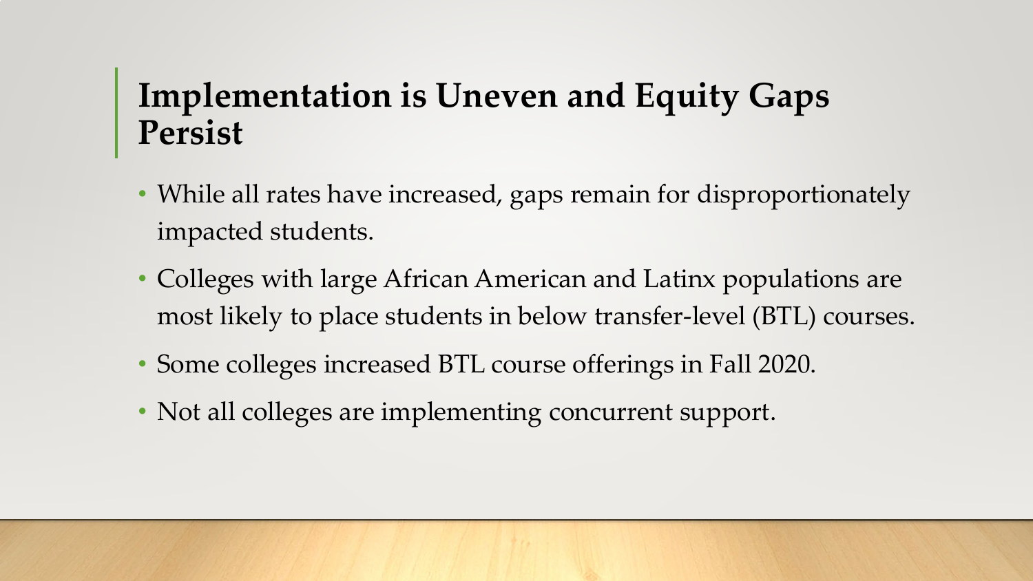# Implementation is Uneven and Equity Gaps Persist

- While all rates have increased, gaps remain for disproportionately impacted students.
- Colleges with large African American and Latinx populations are most likely to place students in below transfer-level (BTL) courses.
- Some colleges increased BTL course offerings in Fall 2020.
- Not all colleges are implementing concurrent support.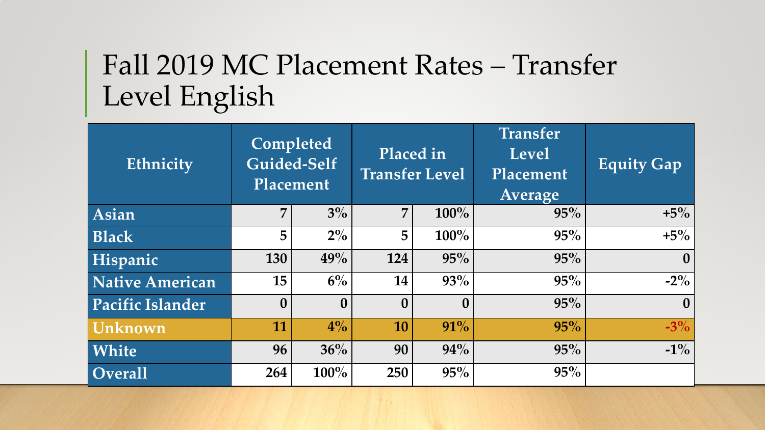# Fall 2019 MC Placement Rates – Transfer Level English

| Ethnicity | Completed Guided-Self Placement | | Placed in Transfer Level | | Transfer Level Placement Average | Equity Gap |
|---|---|---|---|---|---|---|
| **Asian** | 7 | 3% | 7 | 100% | 95% | +5% |
| **Black** | 5 | 2% | 5 | 100% | 95% | +5% |
| **Hispanic** | 130 | 49% | 124 | 95% | 95% | 0 |
| **Native American** | 15 | 6% | 14 | 93% | 95% | -2% |
| **Pacific Islander** | 0 | 0 | 0 | 0 | 95% | 0 |
| **Unknown** | 11 | 4% | 10 | 91% | 95% | -3% |
| **White** | 96 | 36% | 90 | 94% | 95% | -1% |
| **Overall** | 264 | 100% | 250 | 95% | 95% | |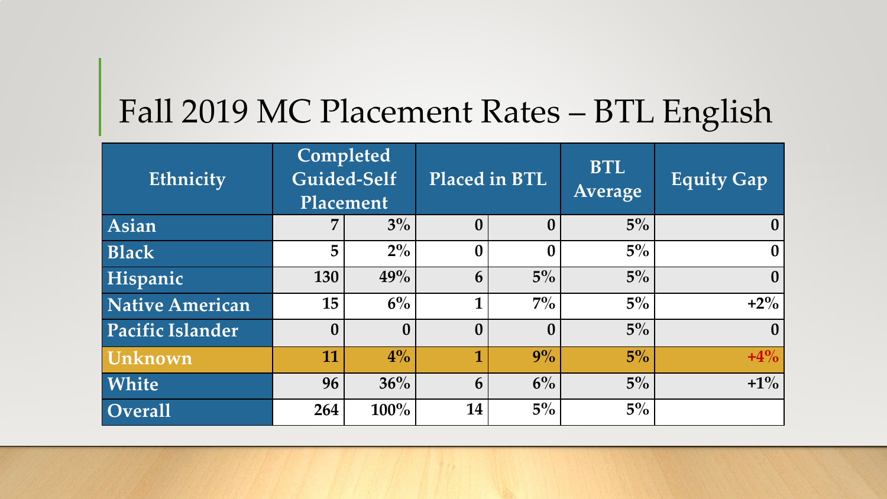# Fall 2019 MC Placement Rates – BTL English

| Ethnicity | Completed Guided-Self Placement | | Placed in BTL | | BTL Average | Equity Gap |
|---|---|---|---|---|---|---|
| Asian | 7 | 3% | 0 | 0 | 5% | 0 |
| Black | 5 | 2% | 0 | 0 | 5% | 0 |
| Hispanic | 130 | 49% | 6 | 5% | 5% | 0 |
| Native American | 15 | 6% | 1 | 7% | 5% | +2% |
| Pacific Islander | 0 | 0 | 0 | 0 | 5% | 0 |
| Unknown | 11 | 4% | 1 | 9% | 5% | +4% |
| White | 96 | 36% | 6 | 6% | 5% | +1% |
| Overall | 264 | 100% | 14 | 5% | 5% | |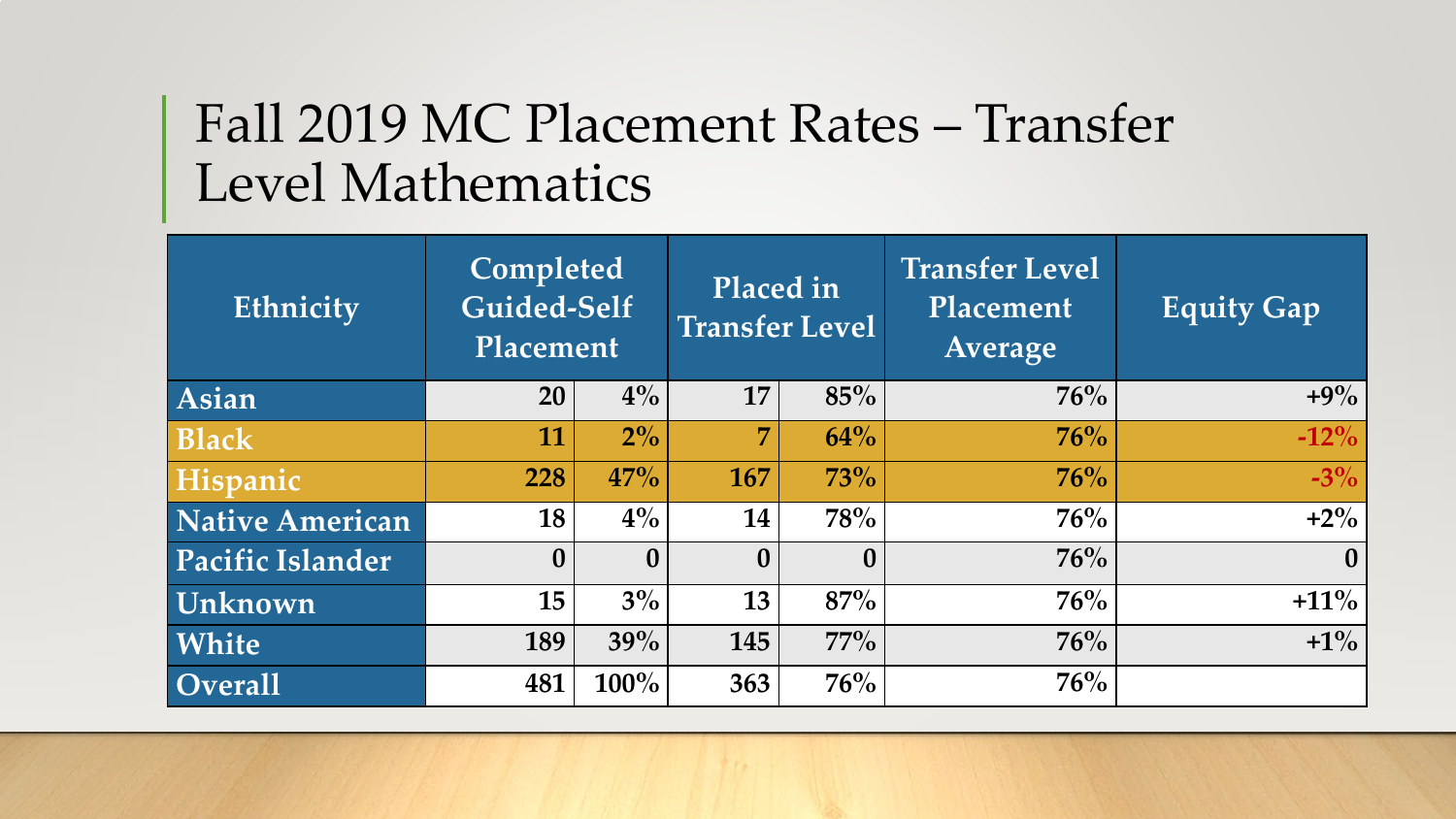# Fall 2019 MC Placement Rates – Transfer Level Mathematics

| Ethnicity | Completed Guided-Self Placement | | Placed in Transfer Level | | Transfer Level Placement Average | Equity Gap |
|---|---|---|---|---|---|---|
| Asian | 20 | 4% | 17 | 85% | 76% | +9% |
| Black | 11 | 2% | 7 | 64% | 76% | -12% |
| Hispanic | 228 | 47% | 167 | 73% | 76% | -3% |
| Native American | 18 | 4% | 14 | 78% | 76% | +2% |
| Pacific Islander | 0 | 0 | 0 | 0 | 76% | 0 |
| Unknown | 15 | 3% | 13 | 87% | 76% | +11% |
| White | 189 | 39% | 145 | 77% | 76% | +1% |
| Overall | 481 | 100% | 363 | 76% | 76% | |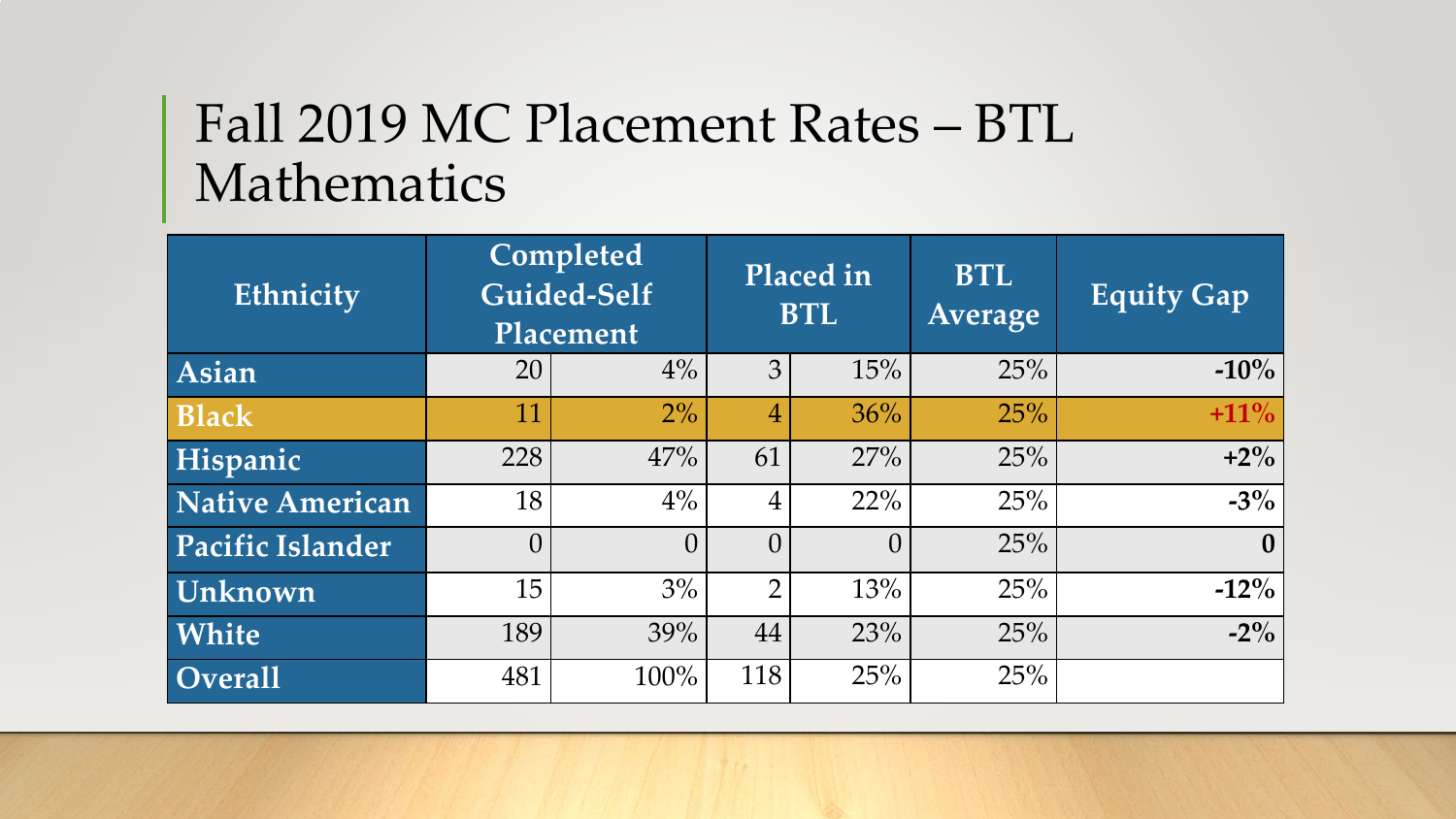# Fall 2019 MC Placement Rates – BTL Mathematics

| Ethnicity | Completed Guided-Self Placement | | Placed in BTL | | BTL Average | Equity Gap |
|---|---|---|---|---|---|---|
| **Asian** | 20 | 4% | 3 | 15% | 25% | **-10%** |
| **Black** | 11 | 2% | 4 | 36% | 25% | **+11%** |
| **Hispanic** | 228 | 47% | 61 | 27% | 25% | **+2%** |
| **Native American** | 18 | 4% | 4 | 22% | 25% | **-3%** |
| **Pacific Islander** | 0 | 0 | 0 | 0 | 25% | **0** |
| **Unknown** | 15 | 3% | 2 | 13% | 25% | **-12%** |
| **White** | 189 | 39% | 44 | 23% | 25% | **-2%** |
| **Overall** | 481 | 100% | 118 | 25% | 25% | |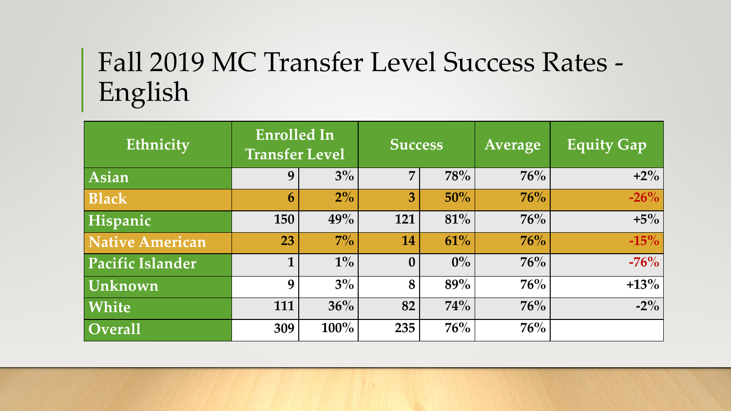# Fall 2019 MC Transfer Level Success Rates - English

| Ethnicity | Enrolled In Transfer Level | | Success | | Average | Equity Gap |
|---|---|---|---|---|---|---|
| Asian | 9 | 3% | 7 | 78% | 76% | +2% |
| Black | 6 | 2% | 3 | 50% | 76% | -26% |
| Hispanic | 150 | 49% | 121 | 81% | 76% | +5% |
| Native American | 23 | 7% | 14 | 61% | 76% | -15% |
| Pacific Islander | 1 | 1% | 0 | 0% | 76% | -76% |
| Unknown | 9 | 3% | 8 | 89% | 76% | +13% |
| White | 111 | 36% | 82 | 74% | 76% | -2% |
| Overall | 309 | 100% | 235 | 76% | 76% | |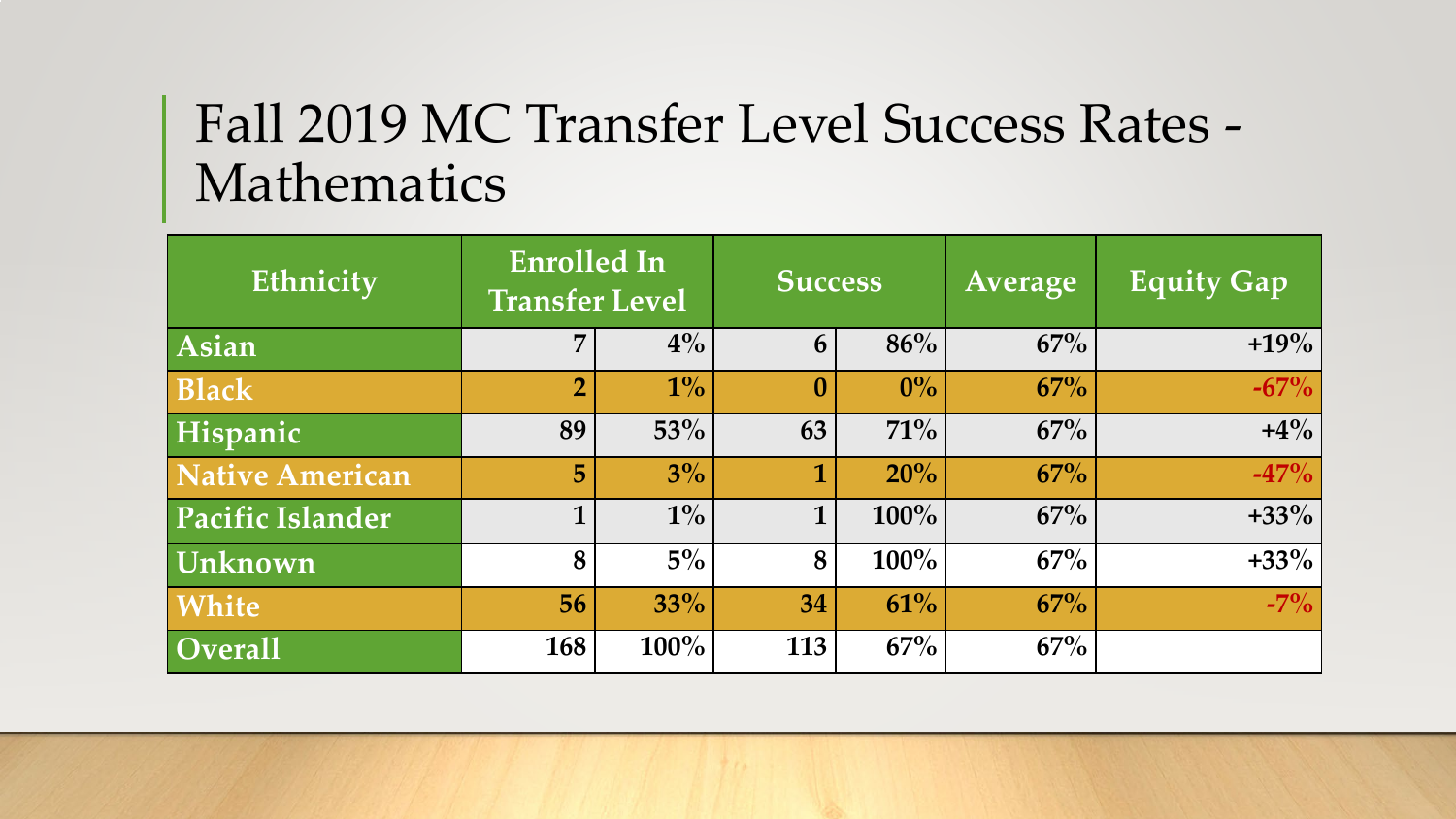# Fall 2019 MC Transfer Level Success Rates - Mathematics

| Ethnicity | Enrolled In Transfer Level | | Success | | Average | Equity Gap |
|---|---|---|---|---|---|---|
| Asian | 7 | 4% | 6 | 86% | 67% | +19% |
| Black | 2 | 1% | 0 | 0% | 67% | -67% |
| Hispanic | 89 | 53% | 63 | 71% | 67% | +4% |
| Native American | 5 | 3% | 1 | 20% | 67% | -47% |
| Pacific Islander | 1 | 1% | 1 | 100% | 67% | +33% |
| Unknown | 8 | 5% | 8 | 100% | 67% | +33% |
| White | 56 | 33% | 34 | 61% | 67% | -7% |
| Overall | 168 | 100% | 113 | 67% | 67% | |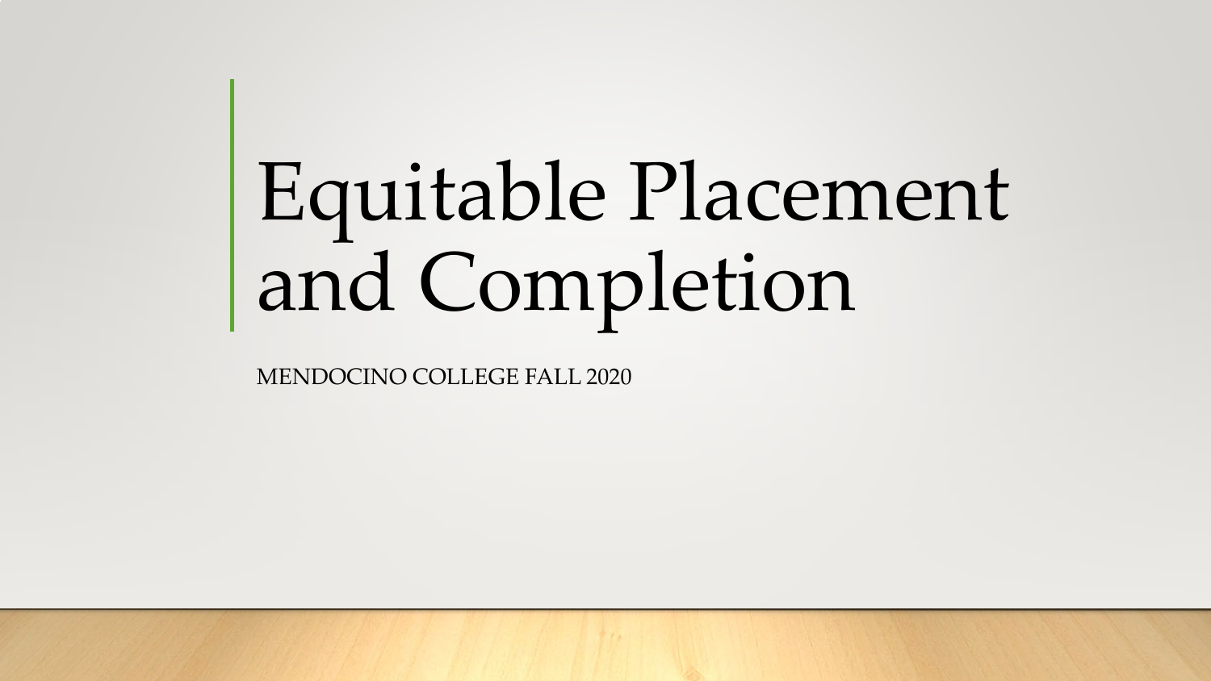# Equitable Placement and Completion

MENDOCINO COLLEGE FALL 2020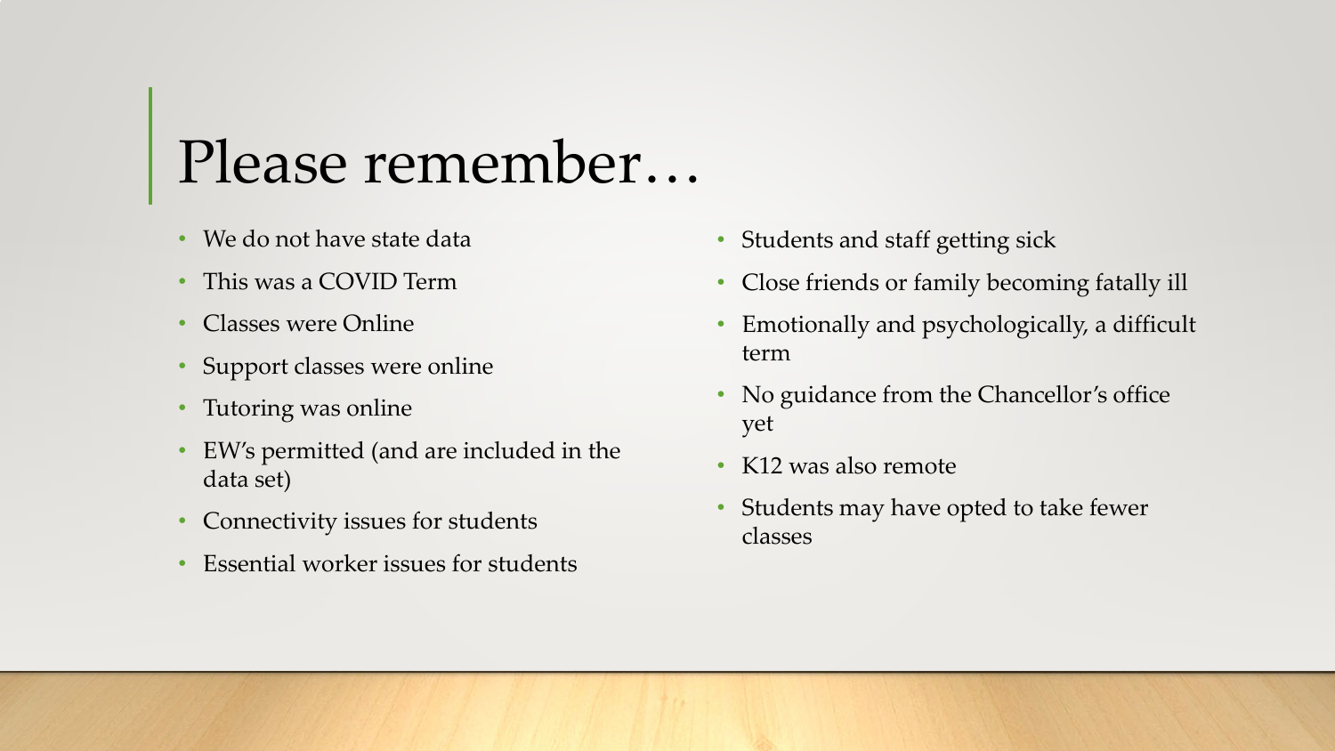# Please remember…

- We do not have state data
- This was a COVID Term
- Classes were Online
- Support classes were online
- Tutoring was online
- EW's permitted (and are included in the data set)
- Connectivity issues for students
- Essential worker issues for students
- Students and staff getting sick
- Close friends or family becoming fatally ill
- Emotionally and psychologically, a difficult term
- No guidance from the Chancellor's office yet
- K12 was also remote
- Students may have opted to take fewer classes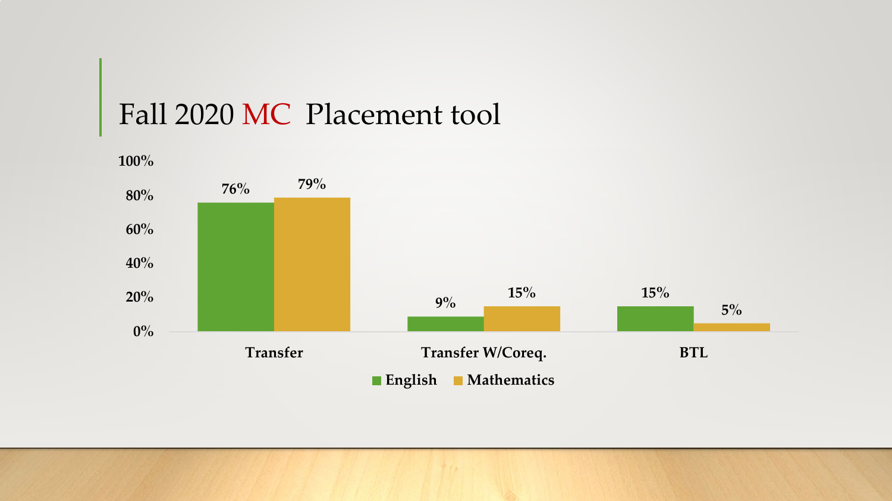# Fall 2020 MC Placement tool

| | English | Mathematics |
|---|---|---|
| Transfer | 76% | 79% |
| Transfer W/Coreq. | 9% | 15% |
| BTL | 15% | 5% |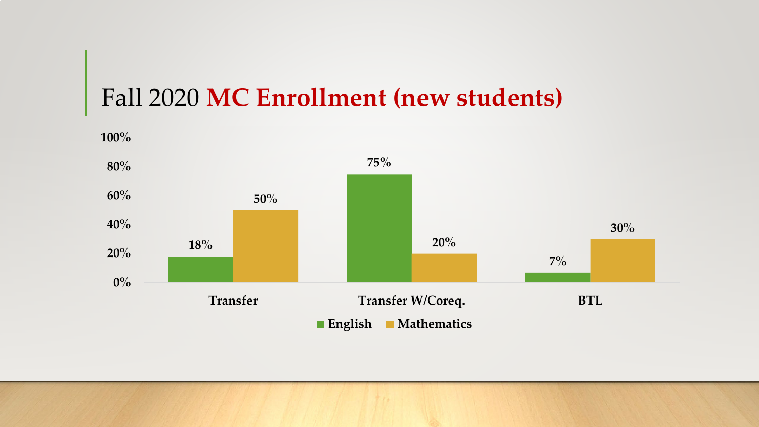# Fall 2020 **MC Enrollment (new students)**

| | English | Mathematics |
| --- | --- | --- |
| Transfer | 18% | 50% |
| Transfer W/Coreq. | 75% | 20% |
| BTL | 7% | 30% |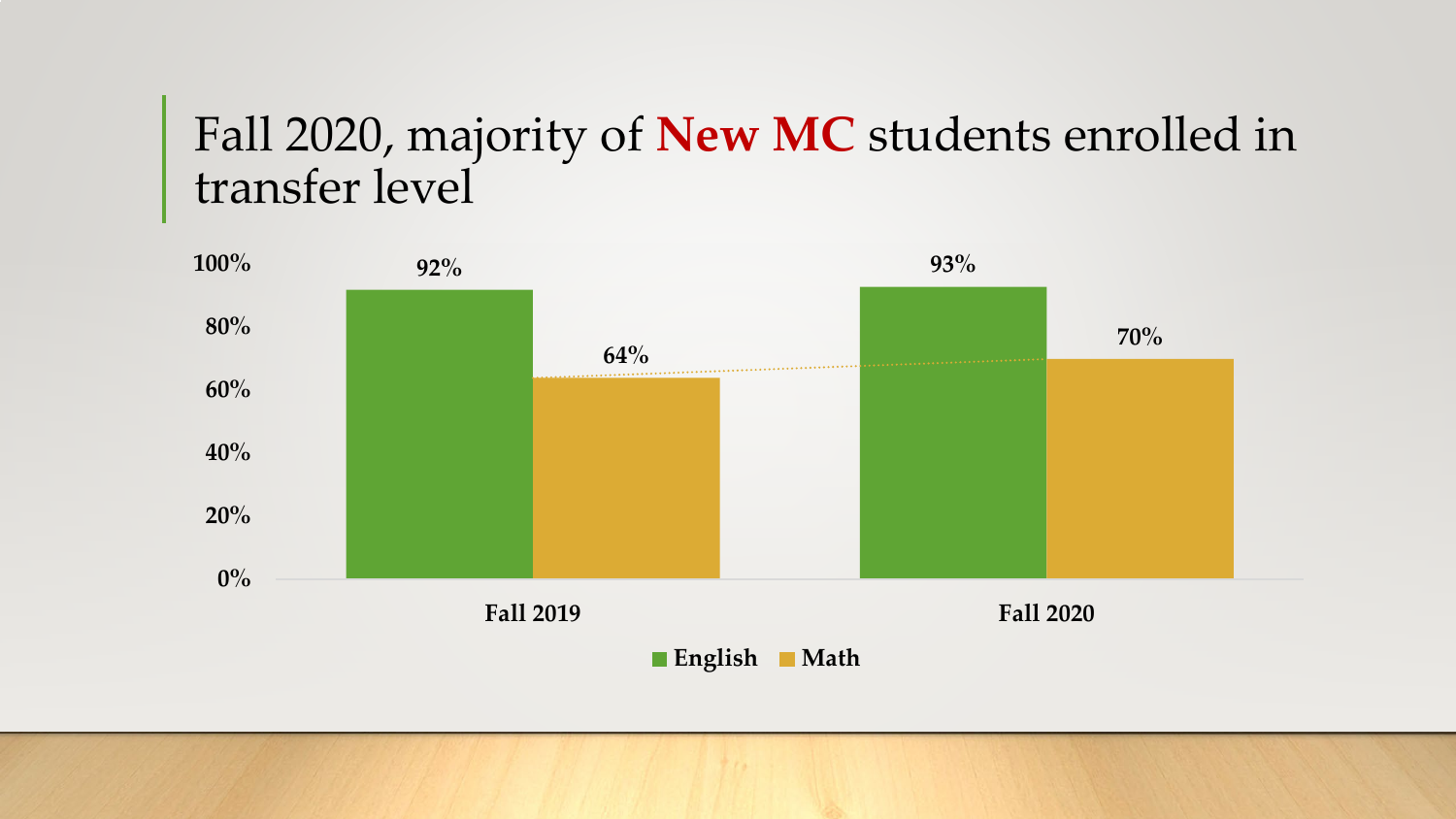# Fall 2020, majority of **New MC** students enrolled in transfer level

| | English | Math |
|---|---|---|
| Fall 2019 | 92% | 64% |
| Fall 2020 | 93% | 70% |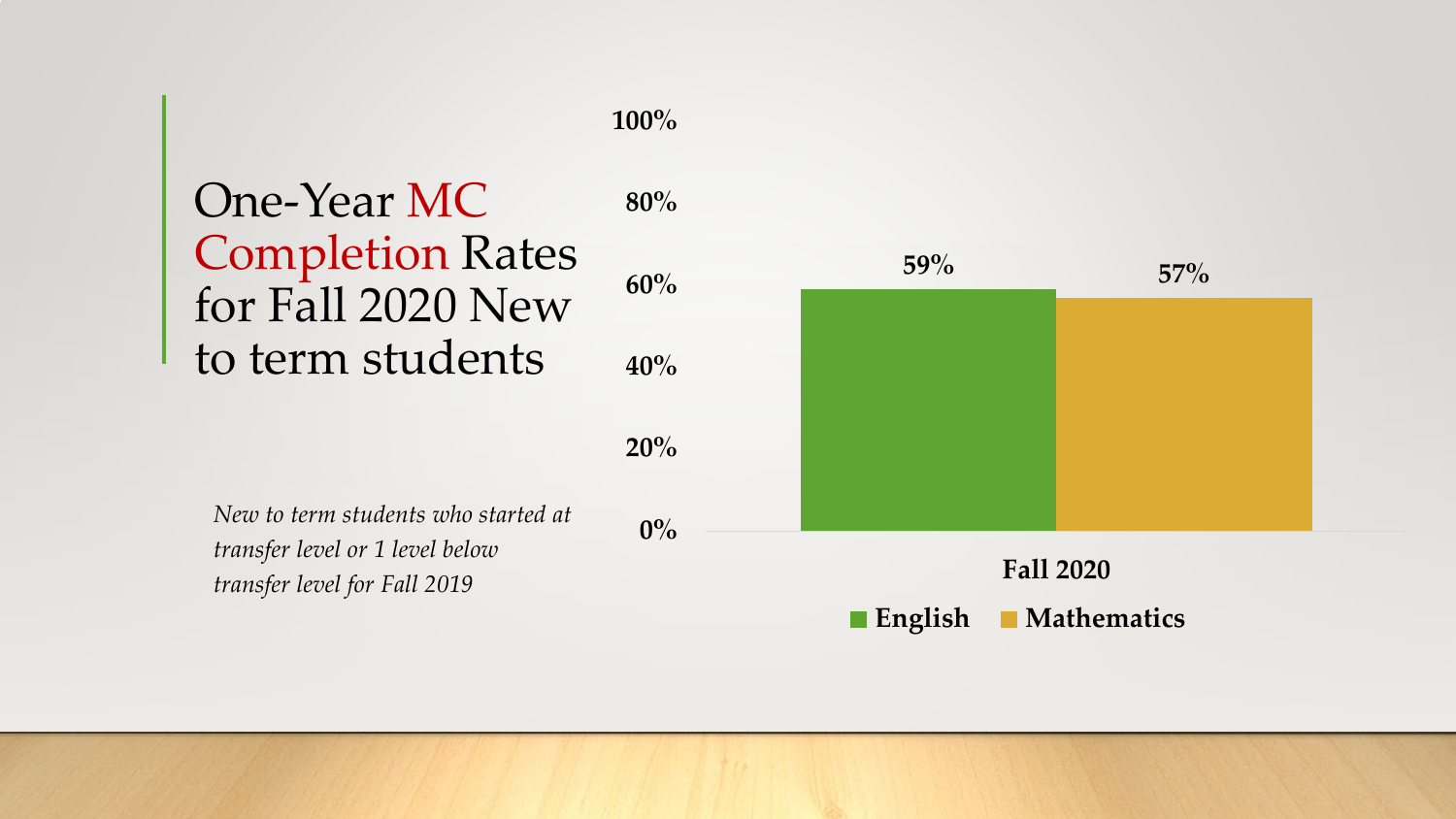# One-Year MC Completion Rates for Fall 2020 New to term students

*New to term students who started at transfer level or 1 level below transfer level for Fall 2019*

| Fall 2020 | English | Mathematics |
| --- | --- | --- |
| Completion Rate | 59% | 57% |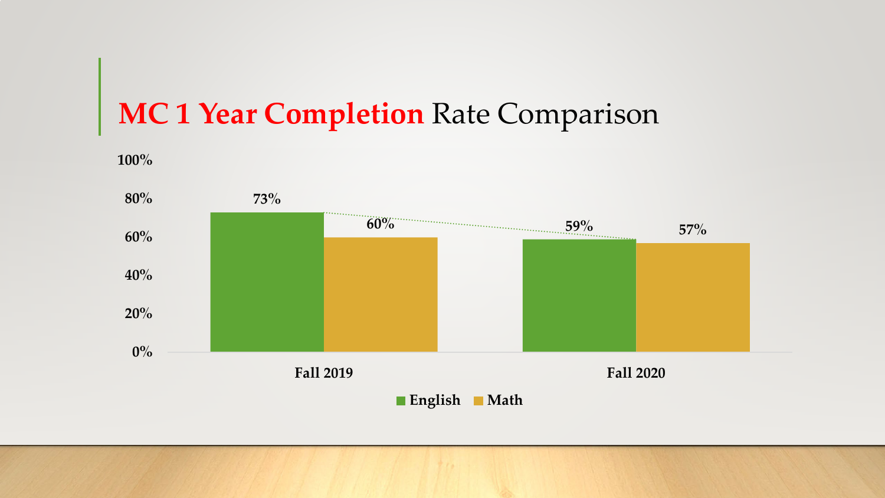# MC 1 Year Completion Rate Comparison

| | English | Math |
|---|---|---|
| Fall 2019 | 73% | 60% |
| Fall 2020 | 59% | 57% |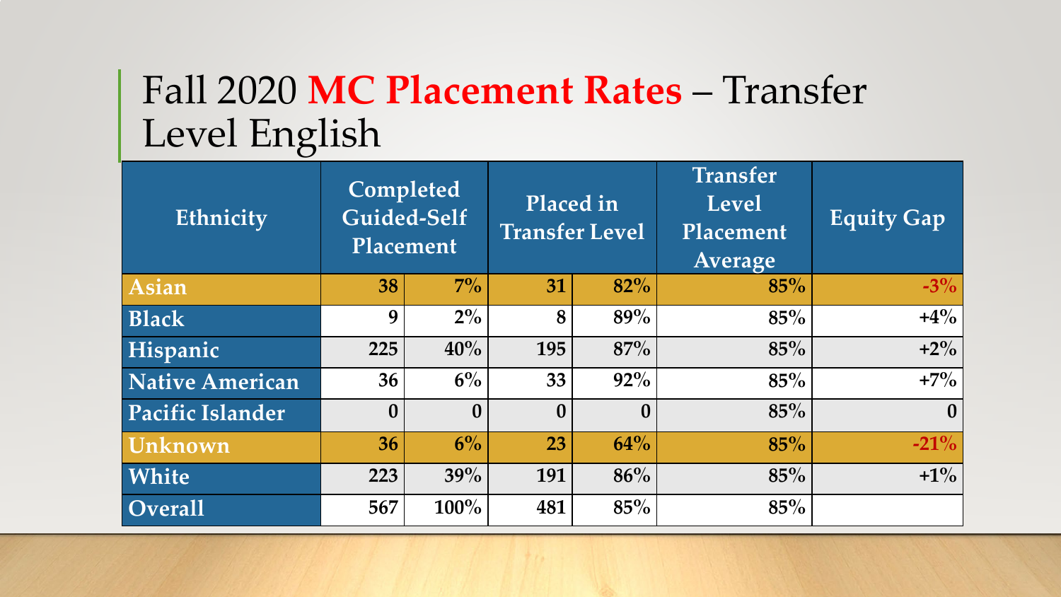# Fall 2020 **MC Placement Rates** – Transfer Level English

| Ethnicity | Completed Guided-Self Placement | | Placed in Transfer Level | | Transfer Level Placement Average | Equity Gap |
|---|---|---|---|---|---|---|
| **Asian** | 38 | 7% | 31 | 82% | 85% | -3% |
| **Black** | 9 | 2% | 8 | 89% | 85% | +4% |
| **Hispanic** | 225 | 40% | 195 | 87% | 85% | +2% |
| **Native American** | 36 | 6% | 33 | 92% | 85% | +7% |
| **Pacific Islander** | 0 | 0 | 0 | 0 | 85% | 0 |
| **Unknown** | 36 | 6% | 23 | 64% | 85% | -21% |
| **White** | 223 | 39% | 191 | 86% | 85% | +1% |
| **Overall** | 567 | 100% | 481 | 85% | 85% | |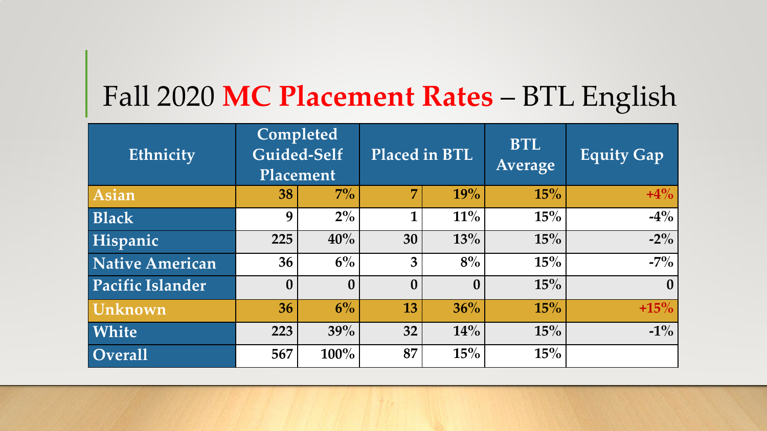# Fall 2020 **MC Placement Rates** – BTL English

| Ethnicity | Completed Guided-Self Placement | | Placed in BTL | | BTL Average | Equity Gap |
|---|---|---|---|---|---|---|
| Asian | 38 | 7% | 7 | 19% | 15% | +4% |
| Black | 9 | 2% | 1 | 11% | 15% | -4% |
| Hispanic | 225 | 40% | 30 | 13% | 15% | -2% |
| Native American | 36 | 6% | 3 | 8% | 15% | -7% |
| Pacific Islander | 0 | 0 | 0 | 0 | 15% | 0 |
| Unknown | 36 | 6% | 13 | 36% | 15% | +15% |
| White | 223 | 39% | 32 | 14% | 15% | -1% |
| Overall | 567 | 100% | 87 | 15% | 15% | |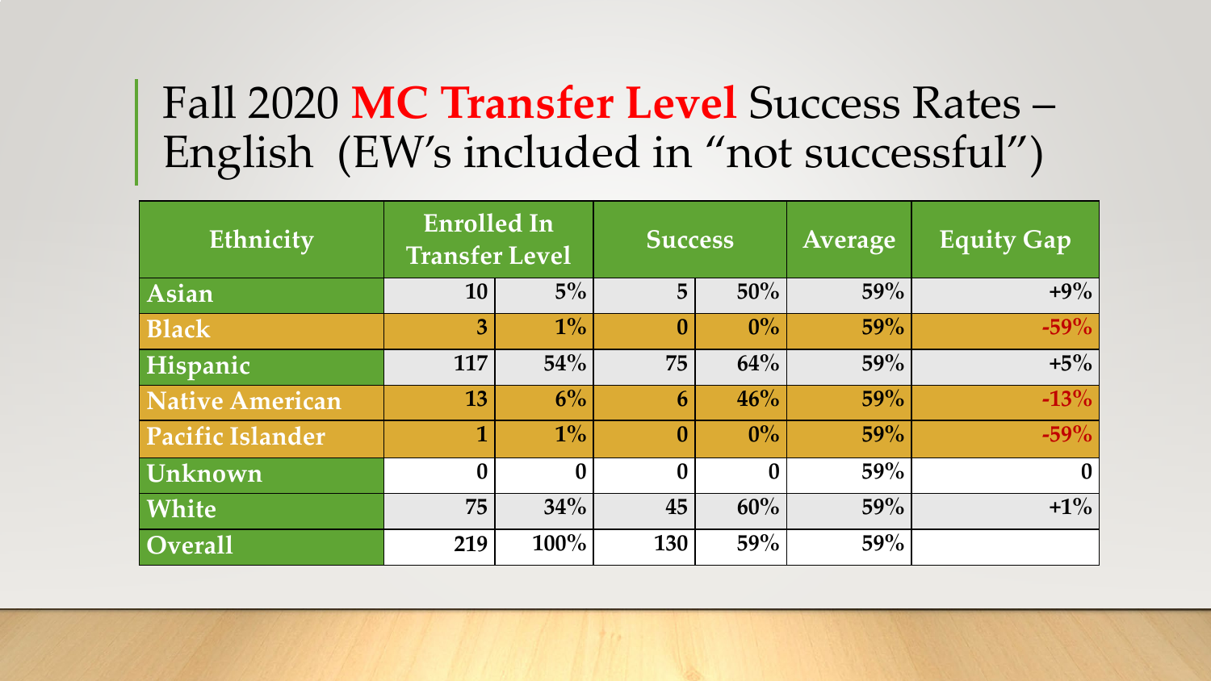# Fall 2020 **MC Transfer Level** Success Rates – English (EW's included in "not successful")

| Ethnicity | Enrolled In Transfer Level | | Success | | Average | Equity Gap |
|---|---|---|---|---|---|---|
| Asian | 10 | 5% | 5 | 50% | 59% | +9% |
| Black | 3 | 1% | 0 | 0% | 59% | -59% |
| Hispanic | 117 | 54% | 75 | 64% | 59% | +5% |
| Native American | 13 | 6% | 6 | 46% | 59% | -13% |
| Pacific Islander | 1 | 1% | 0 | 0% | 59% | -59% |
| Unknown | 0 | 0 | 0 | 0 | 59% | 0 |
| White | 75 | 34% | 45 | 60% | 59% | +1% |
| Overall | 219 | 100% | 130 | 59% | 59% | |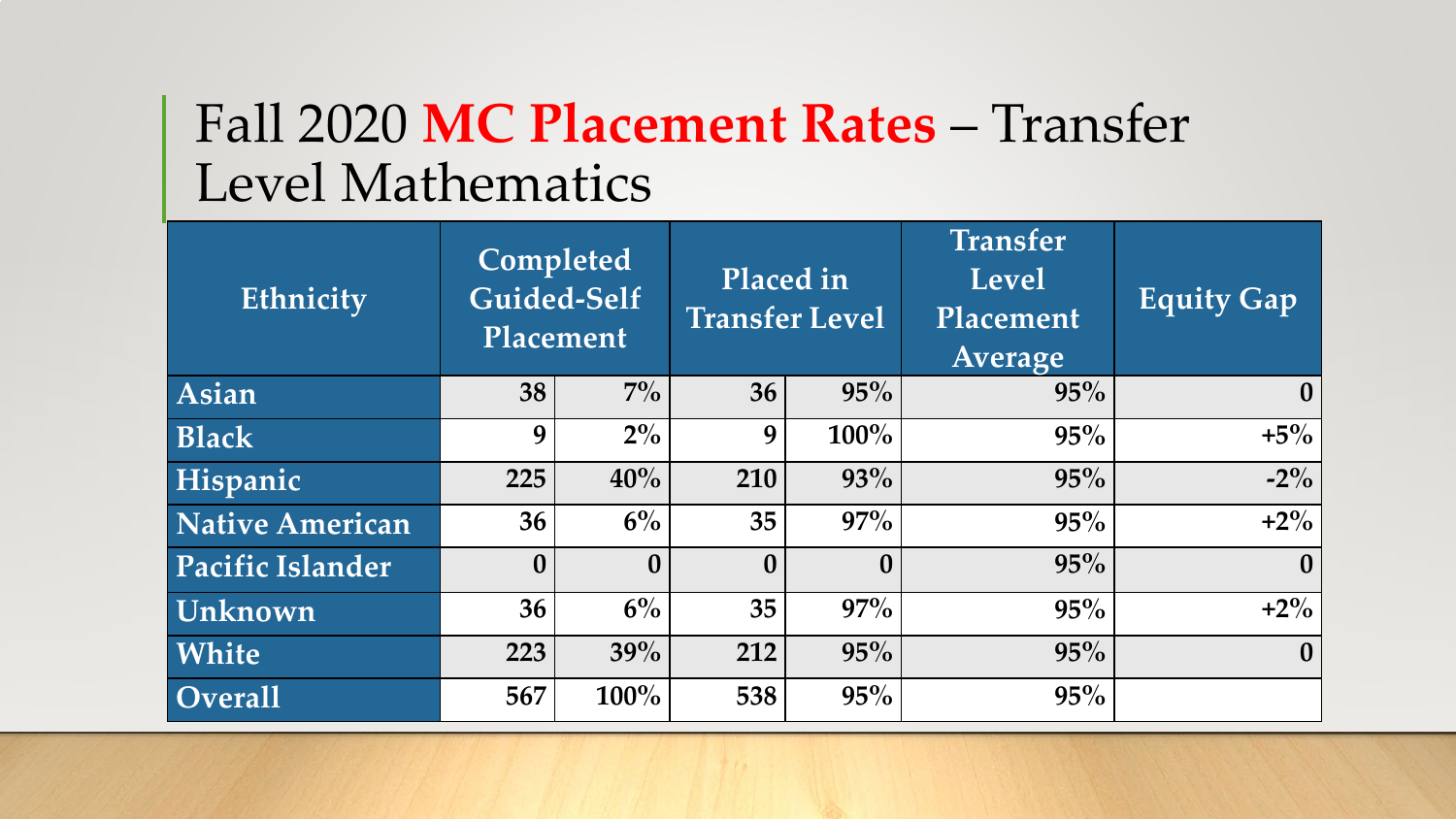# Fall 2020 **MC Placement Rates** – Transfer Level Mathematics

| Ethnicity | Completed Guided-Self Placement | | Placed in Transfer Level | | Transfer Level Placement Average | Equity Gap |
|---|---|---|---|---|---|---|
| Asian | 38 | 7% | 36 | 95% | 95% | 0 |
| Black | 9 | 2% | 9 | 100% | 95% | +5% |
| Hispanic | 225 | 40% | 210 | 93% | 95% | -2% |
| Native American | 36 | 6% | 35 | 97% | 95% | +2% |
| Pacific Islander | 0 | 0 | 0 | 0 | 95% | 0 |
| Unknown | 36 | 6% | 35 | 97% | 95% | +2% |
| White | 223 | 39% | 212 | 95% | 95% | 0 |
| Overall | 567 | 100% | 538 | 95% | 95% | |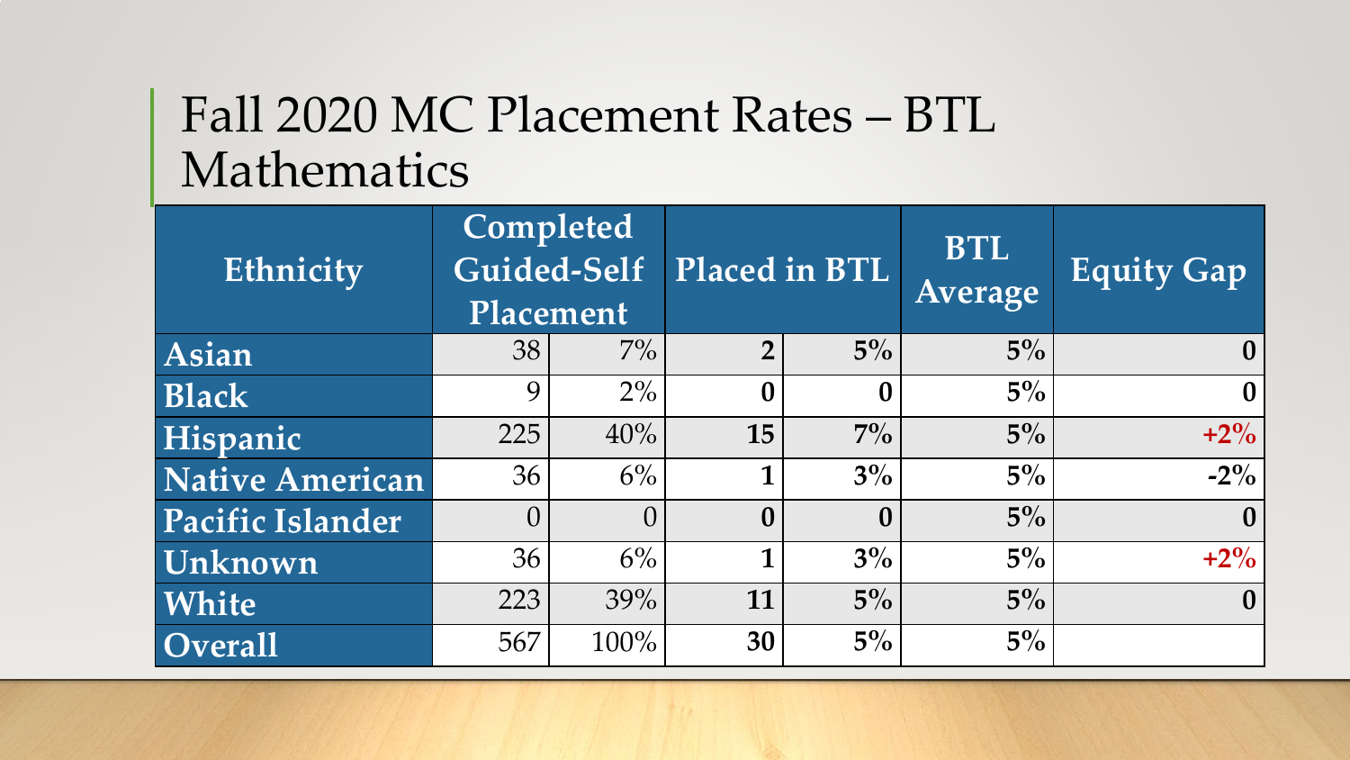# Fall 2020 MC Placement Rates – BTL Mathematics

| Ethnicity | Completed Guided-Self Placement | | Placed in BTL | | BTL Average | Equity Gap |
|---|---|---|---|---|---|---|
| Asian | 38 | 7% | **2** | **5%** | **5%** | **0** |
| Black | 9 | 2% | **0** | **0** | **5%** | **0** |
| Hispanic | 225 | 40% | **15** | **7%** | **5%** | **+2%** |
| Native American | 36 | 6% | **1** | **3%** | **5%** | **-2%** |
| Pacific Islander | 0 | 0 | **0** | **0** | **5%** | **0** |
| Unknown | 36 | 6% | **1** | **3%** | **5%** | **+2%** |
| White | 223 | 39% | **11** | **5%** | **5%** | **0** |
| Overall | 567 | 100% | **30** | **5%** | **5%** | |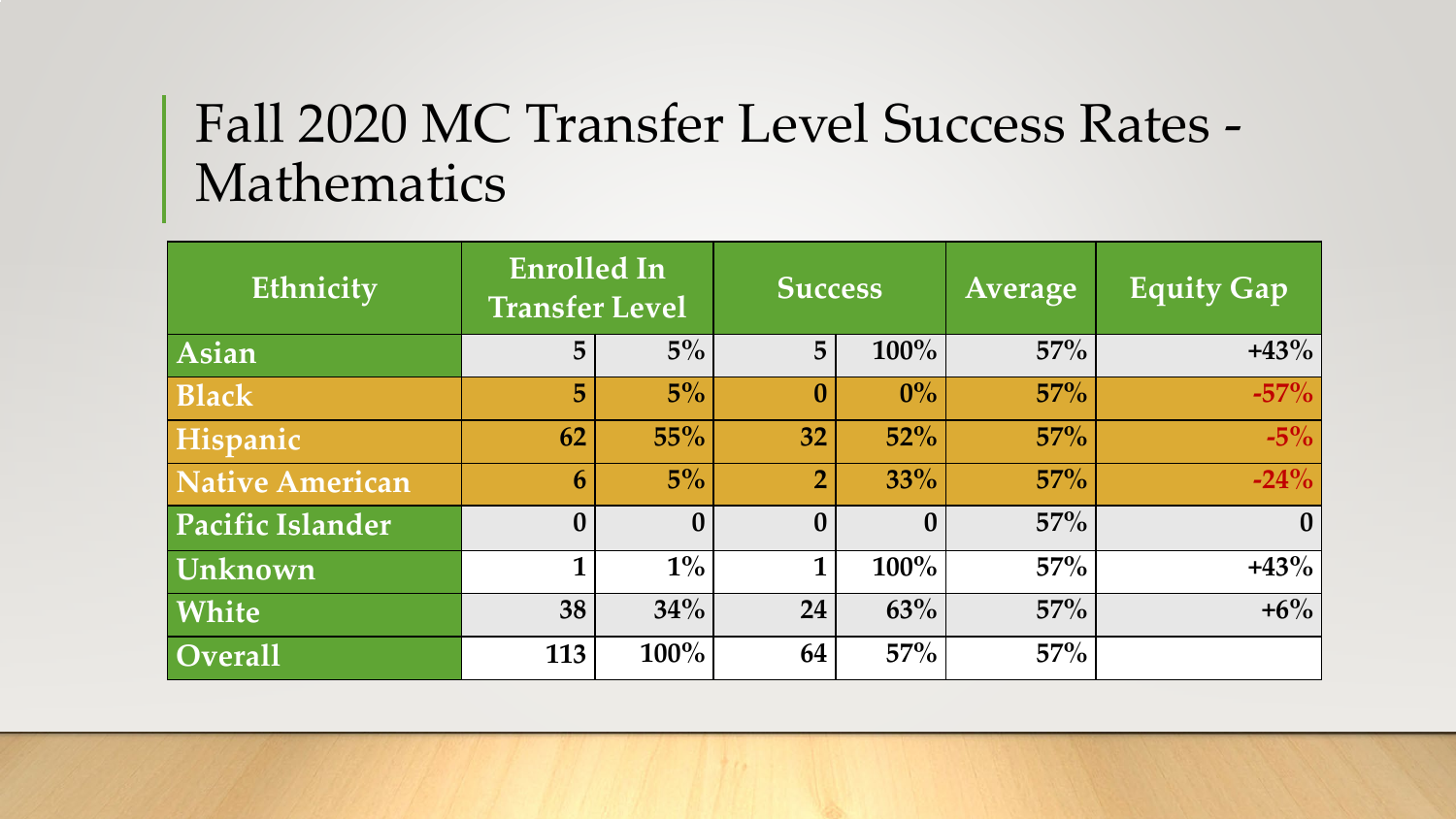# Fall 2020 MC Transfer Level Success Rates - Mathematics

| Ethnicity | Enrolled In Transfer Level | | Success | | Average | Equity Gap |
|---|---|---|---|---|---|---|
| Asian | 5 | 5% | 5 | 100% | 57% | +43% |
| Black | 5 | 5% | 0 | 0% | 57% | -57% |
| Hispanic | 62 | 55% | 32 | 52% | 57% | -5% |
| Native American | 6 | 5% | 2 | 33% | 57% | -24% |
| Pacific Islander | 0 | 0 | 0 | 0 | 57% | 0 |
| Unknown | 1 | 1% | 1 | 100% | 57% | +43% |
| White | 38 | 34% | 24 | 63% | 57% | +6% |
| Overall | 113 | 100% | 64 | 57% | 57% | |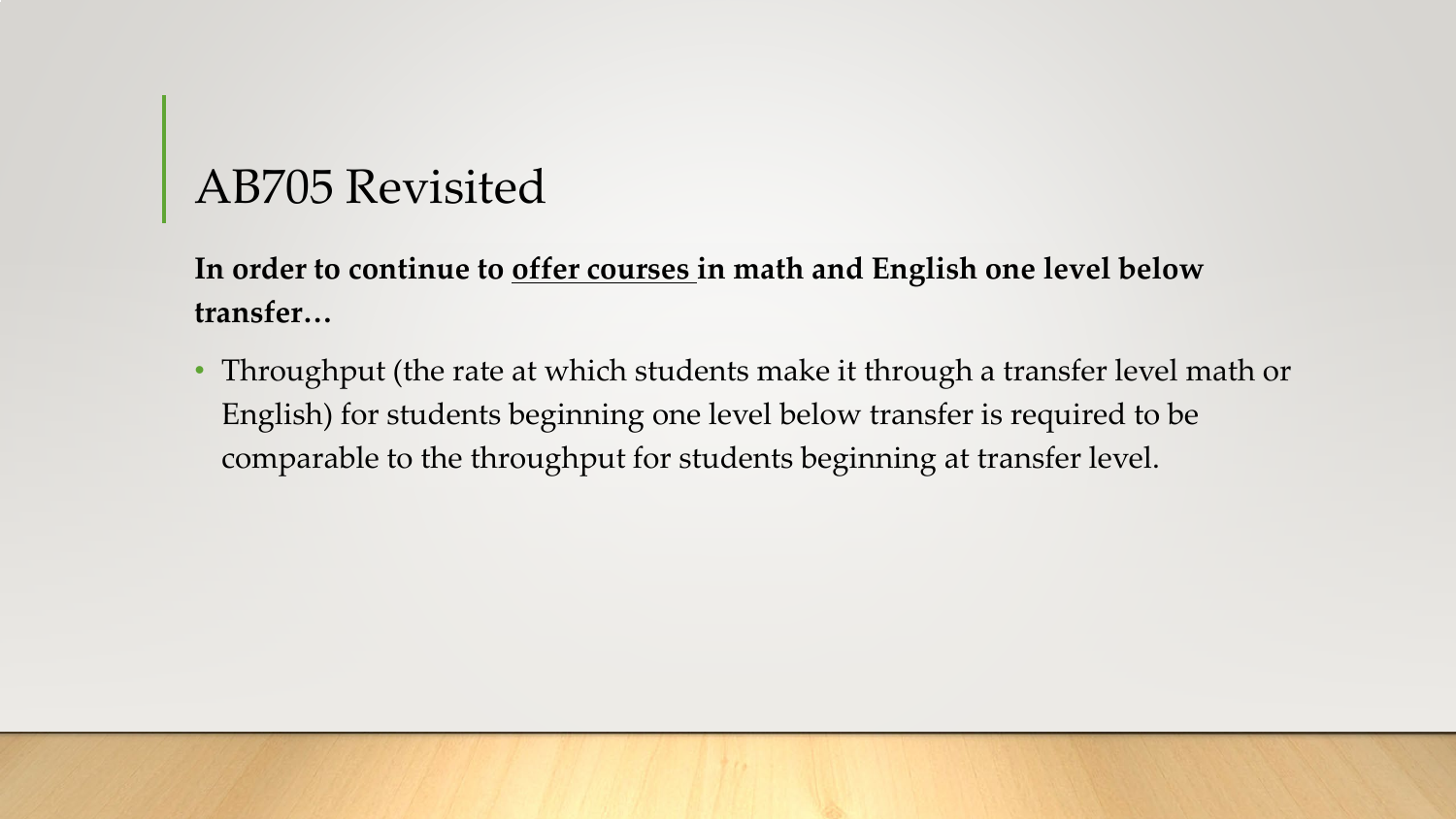# AB705 Revisited

**In order to continue to <u>offer courses</u> in math and English one level below transfer…**

- Throughput (the rate at which students make it through a transfer level math or English) for students beginning one level below transfer is required to be comparable to the throughput for students beginning at transfer level.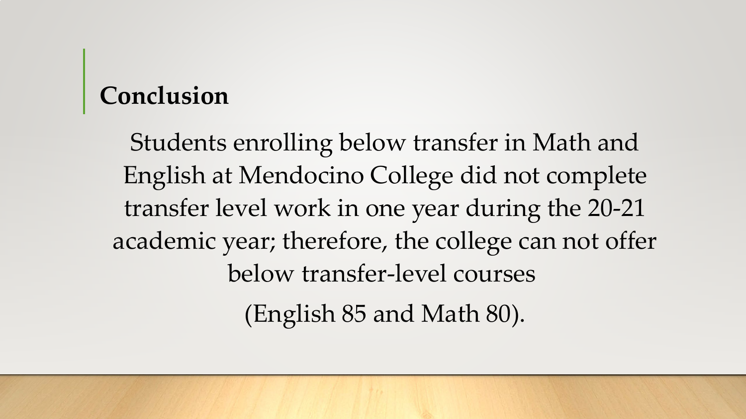## Conclusion

Students enrolling below transfer in Math and English at Mendocino College did not complete transfer level work in one year during the 20-21 academic year; therefore, the college can not offer below transfer-level courses

(English 85 and Math 80).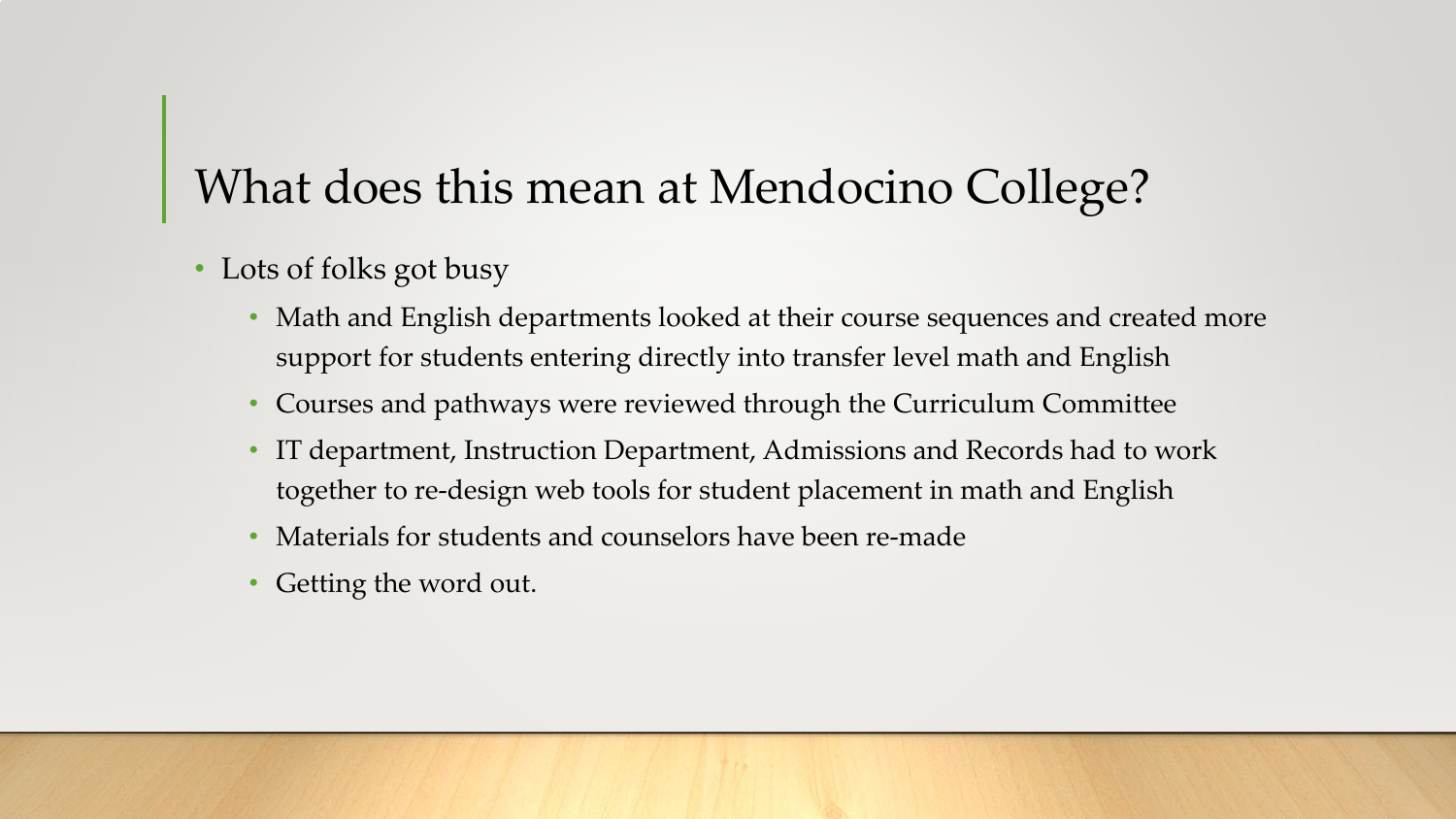# What does this mean at Mendocino College?

- Lots of folks got busy
  - Math and English departments looked at their course sequences and created more support for students entering directly into transfer level math and English
  - Courses and pathways were reviewed through the Curriculum Committee
  - IT department, Instruction Department, Admissions and Records had to work together to re-design web tools for student placement in math and English
  - Materials for students and counselors have been re-made
  - Getting the word out.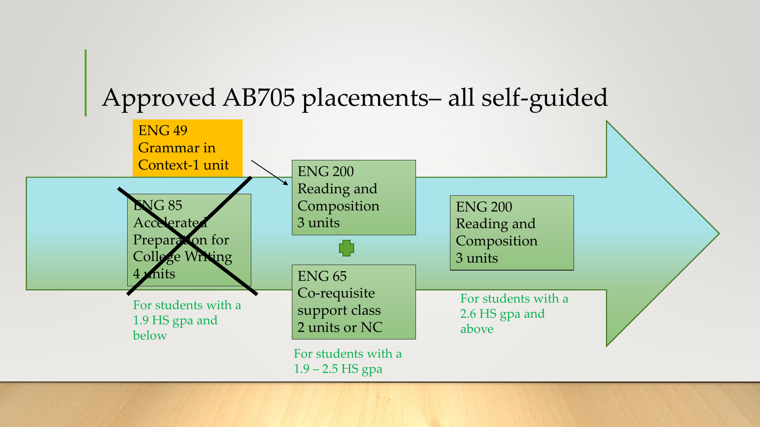# Approved AB705 placements– all self-guided

ENG 49
Grammar in
Context-1 unit

~~ENG 85
Accelerated
Preparation for
College Writing
4 units~~

For students with a 1.9 HS gpa and below

ENG 200
Reading and
Composition
3 units

+

ENG 65
Co-requisite
support class
2 units or NC

For students with a 1.9 – 2.5 HS gpa

ENG 200
Reading and
Composition
3 units

For students with a 2.6 HS gpa and above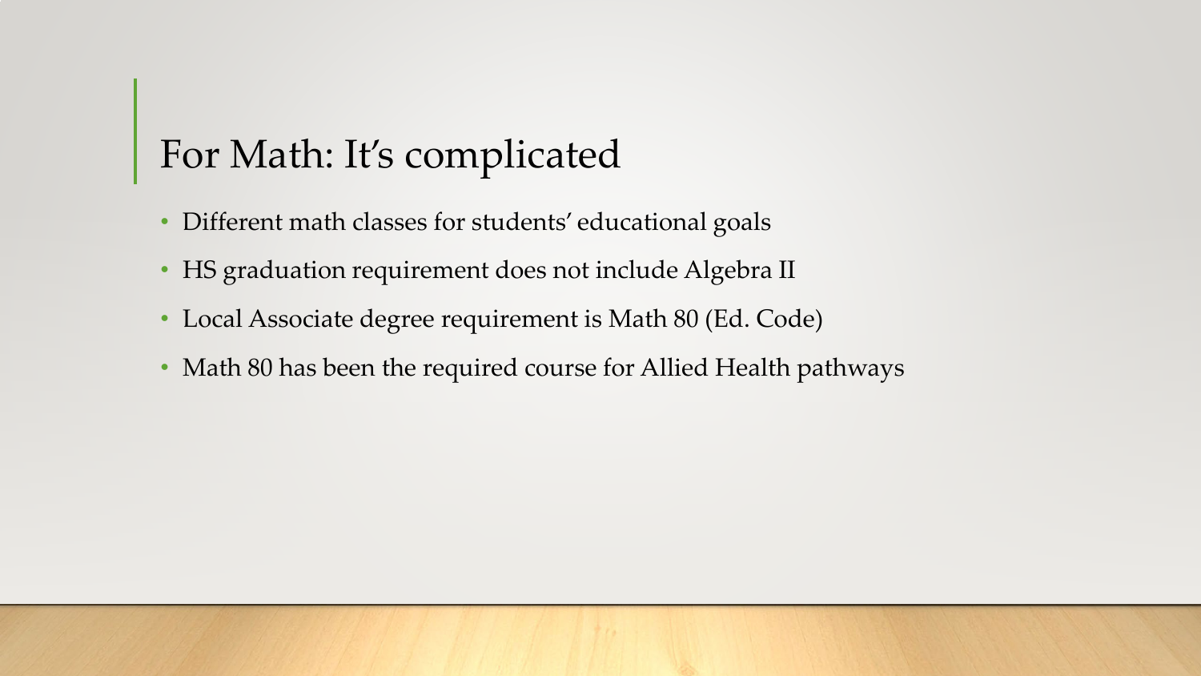# For Math: It's complicated

- Different math classes for students' educational goals
- HS graduation requirement does not include Algebra II
- Local Associate degree requirement is Math 80 (Ed. Code)
- Math 80 has been the required course for Allied Health pathways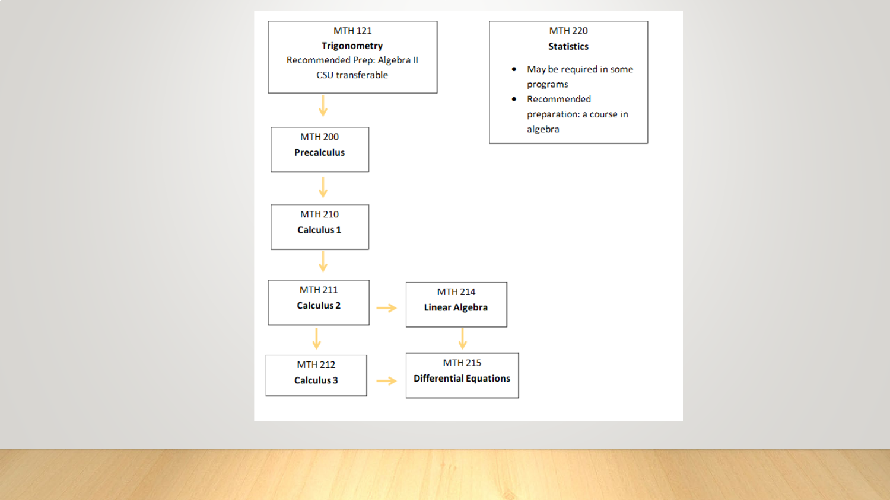MTH 121
**Trigonometry**
Recommended Prep: Algebra II
CSU transferable

↓

MTH 200
**Precalculus**

↓

MTH 210
**Calculus 1**

↓

MTH 211
**Calculus 2** → MTH 214 **Linear Algebra**

↓

MTH 212
**Calculus 3** → MTH 215 **Differential Equations**

MTH 214 **Linear Algebra** ↓ MTH 215 **Differential Equations**

MTH 220
**Statistics**

- May be required in some programs
- Recommended preparation: a course in algebra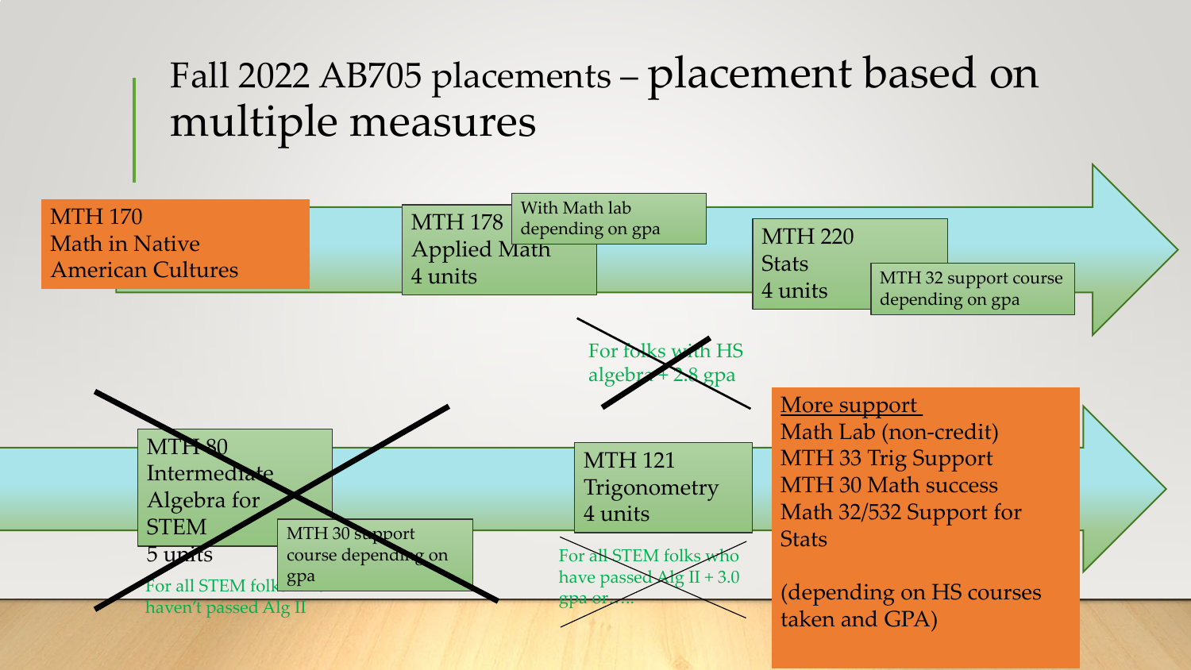# Fall 2022 AB705 placements – placement based on multiple measures

MTH 170
Math in Native American Cultures

MTH 178
Applied Math
4 units

With Math lab depending on gpa

MTH 220
Stats
4 units

MTH 32 support course depending on gpa

~~For folks with HS algebra + 2.8 gpa~~

~~MTH 80~~
~~Intermediate Algebra for STEM~~
~~5 units~~

~~MTH 30 support course depending on gpa~~

~~For all STEM folks haven't passed Alg II~~

MTH 121
Trigonometry
4 units

~~For all STEM folks who have passed Alg II + 3.0 gpa or.....~~

<u>More support</u>
Math Lab (non-credit)
MTH 33 Trig Support
MTH 30 Math success
Math 32/532 Support for Stats

(depending on HS courses taken and GPA)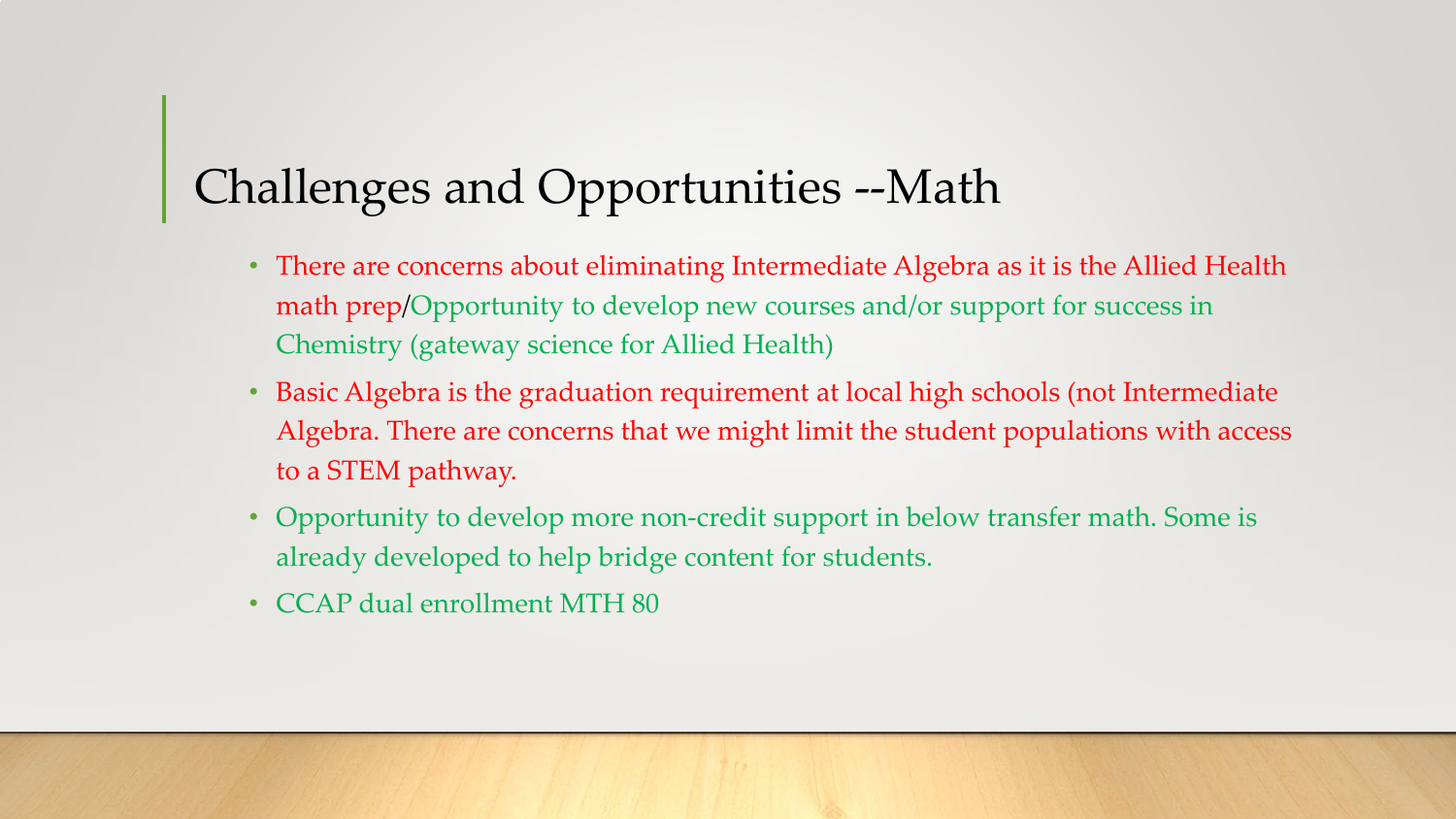# Challenges and Opportunities --Math

- There are concerns about eliminating Intermediate Algebra as it is the Allied Health math prep/Opportunity to develop new courses and/or support for success in Chemistry (gateway science for Allied Health)
- Basic Algebra is the graduation requirement at local high schools (not Intermediate Algebra. There are concerns that we might limit the student populations with access to a STEM pathway.
- Opportunity to develop more non-credit support in below transfer math. Some is already developed to help bridge content for students.
- CCAP dual enrollment MTH 80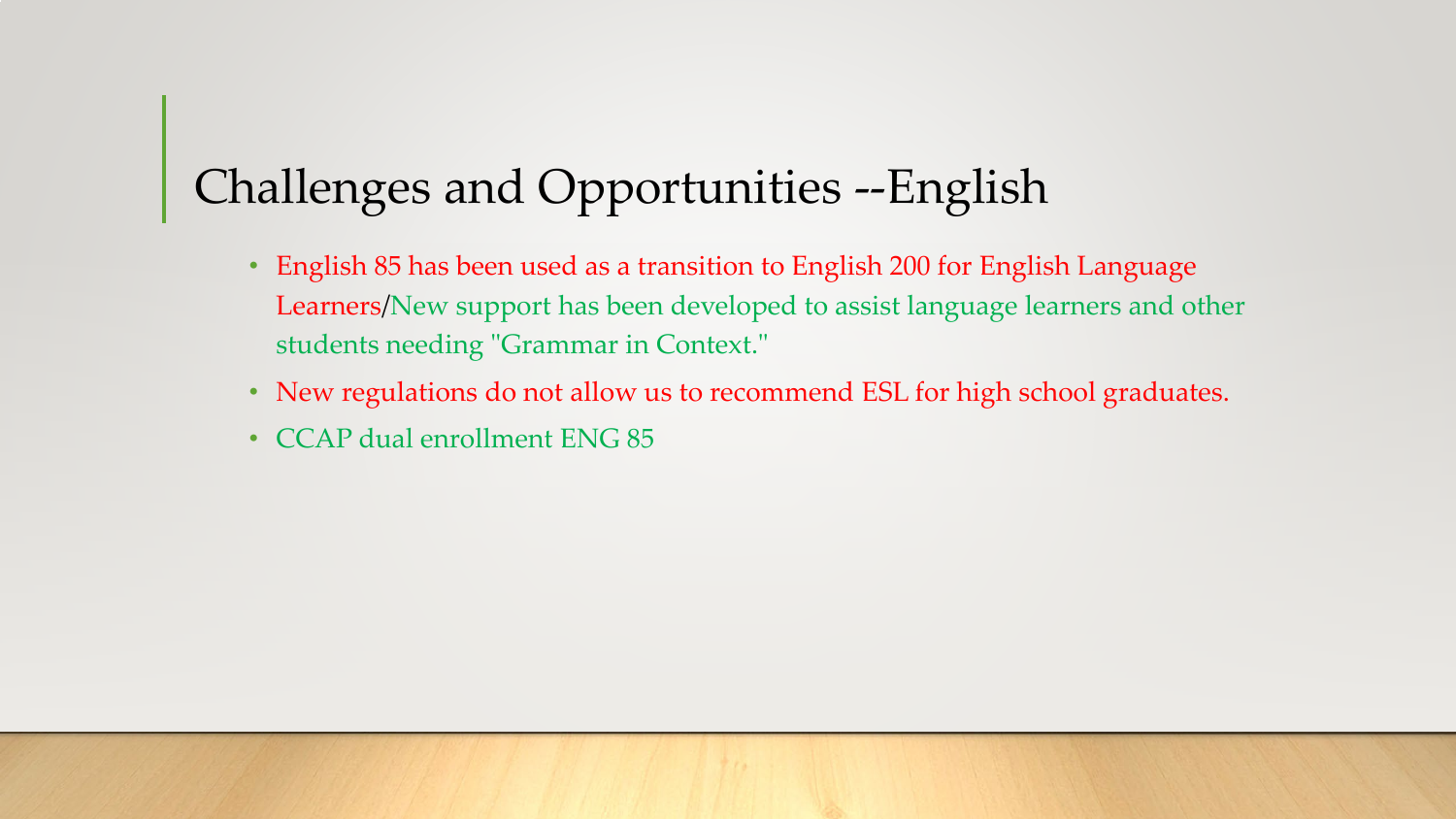# Challenges and Opportunities --English

- English 85 has been used as a transition to English 200 for English Language Learners/New support has been developed to assist language learners and other students needing "Grammar in Context."
- New regulations do not allow us to recommend ESL for high school graduates.
- CCAP dual enrollment ENG 85